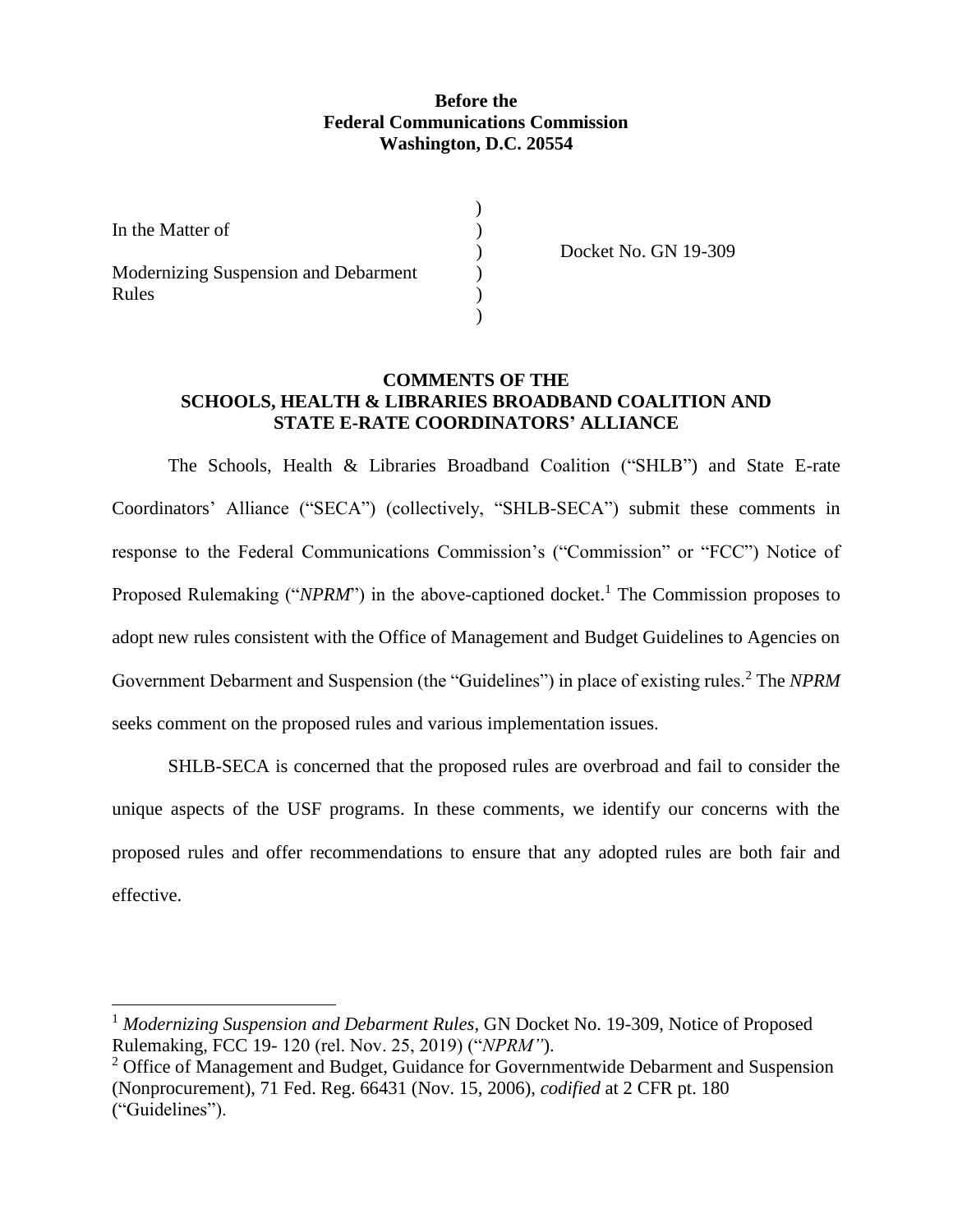**Before the**
**Federal Communications Commission**
**Washington, D.C. 20554**

| | | |
|---|---|---|
| In the Matter of | ) | |
| | ) | Docket No. GN 19-309 |
| Modernizing Suspension and Debarment Rules | ) | |
| | ) | |

**COMMENTS OF THE**
**SCHOOLS, HEALTH & LIBRARIES BROADBAND COALITION AND**
**STATE E-RATE COORDINATORS' ALLIANCE**

The Schools, Health & Libraries Broadband Coalition ("SHLB") and State E-rate Coordinators' Alliance ("SECA") (collectively, "SHLB-SECA") submit these comments in response to the Federal Communications Commission's ("Commission" or "FCC") Notice of Proposed Rulemaking ("*NPRM*") in the above-captioned docket.[1] The Commission proposes to adopt new rules consistent with the Office of Management and Budget Guidelines to Agencies on Government Debarment and Suspension (the "Guidelines") in place of existing rules.[2] The *NPRM* seeks comment on the proposed rules and various implementation issues.

SHLB-SECA is concerned that the proposed rules are overbroad and fail to consider the unique aspects of the USF programs. In these comments, we identify our concerns with the proposed rules and offer recommendations to ensure that any adopted rules are both fair and effective.

---

[1] *Modernizing Suspension and Debarment Rules*, GN Docket No. 19-309, Notice of Proposed Rulemaking, FCC 19- 120 (rel. Nov. 25, 2019) ("*NPRM"*).

[2] Office of Management and Budget, Guidance for Governmentwide Debarment and Suspension (Nonprocurement), 71 Fed. Reg. 66431 (Nov. 15, 2006), *codified* at 2 CFR pt. 180 ("Guidelines").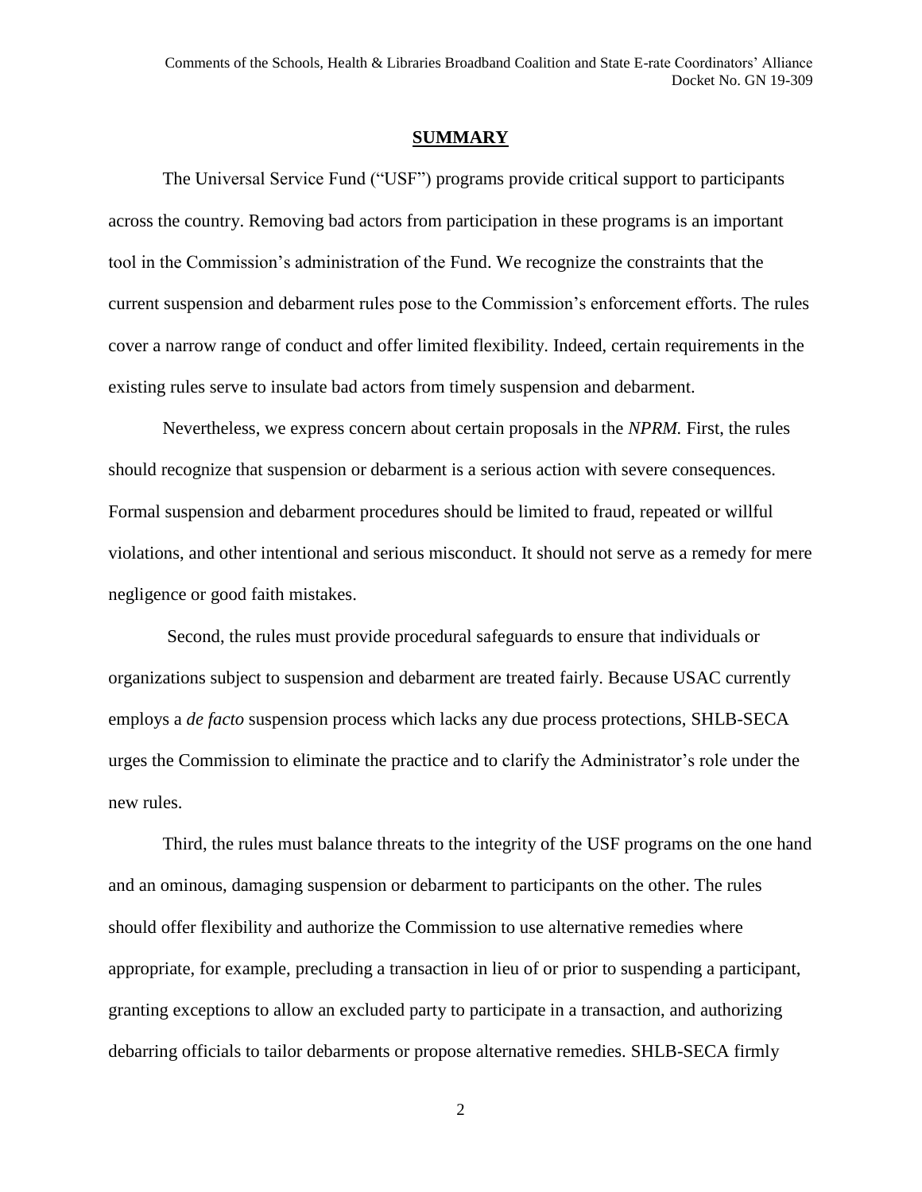## SUMMARY

The Universal Service Fund ("USF") programs provide critical support to participants across the country. Removing bad actors from participation in these programs is an important tool in the Commission's administration of the Fund. We recognize the constraints that the current suspension and debarment rules pose to the Commission's enforcement efforts. The rules cover a narrow range of conduct and offer limited flexibility. Indeed, certain requirements in the existing rules serve to insulate bad actors from timely suspension and debarment.

Nevertheless, we express concern about certain proposals in the *NPRM.* First, the rules should recognize that suspension or debarment is a serious action with severe consequences. Formal suspension and debarment procedures should be limited to fraud, repeated or willful violations, and other intentional and serious misconduct. It should not serve as a remedy for mere negligence or good faith mistakes.

Second, the rules must provide procedural safeguards to ensure that individuals or organizations subject to suspension and debarment are treated fairly. Because USAC currently employs a *de facto* suspension process which lacks any due process protections, SHLB-SECA urges the Commission to eliminate the practice and to clarify the Administrator's role under the new rules.

Third, the rules must balance threats to the integrity of the USF programs on the one hand and an ominous, damaging suspension or debarment to participants on the other. The rules should offer flexibility and authorize the Commission to use alternative remedies where appropriate, for example, precluding a transaction in lieu of or prior to suspending a participant, granting exceptions to allow an excluded party to participate in a transaction, and authorizing debarring officials to tailor debarments or propose alternative remedies. SHLB-SECA firmly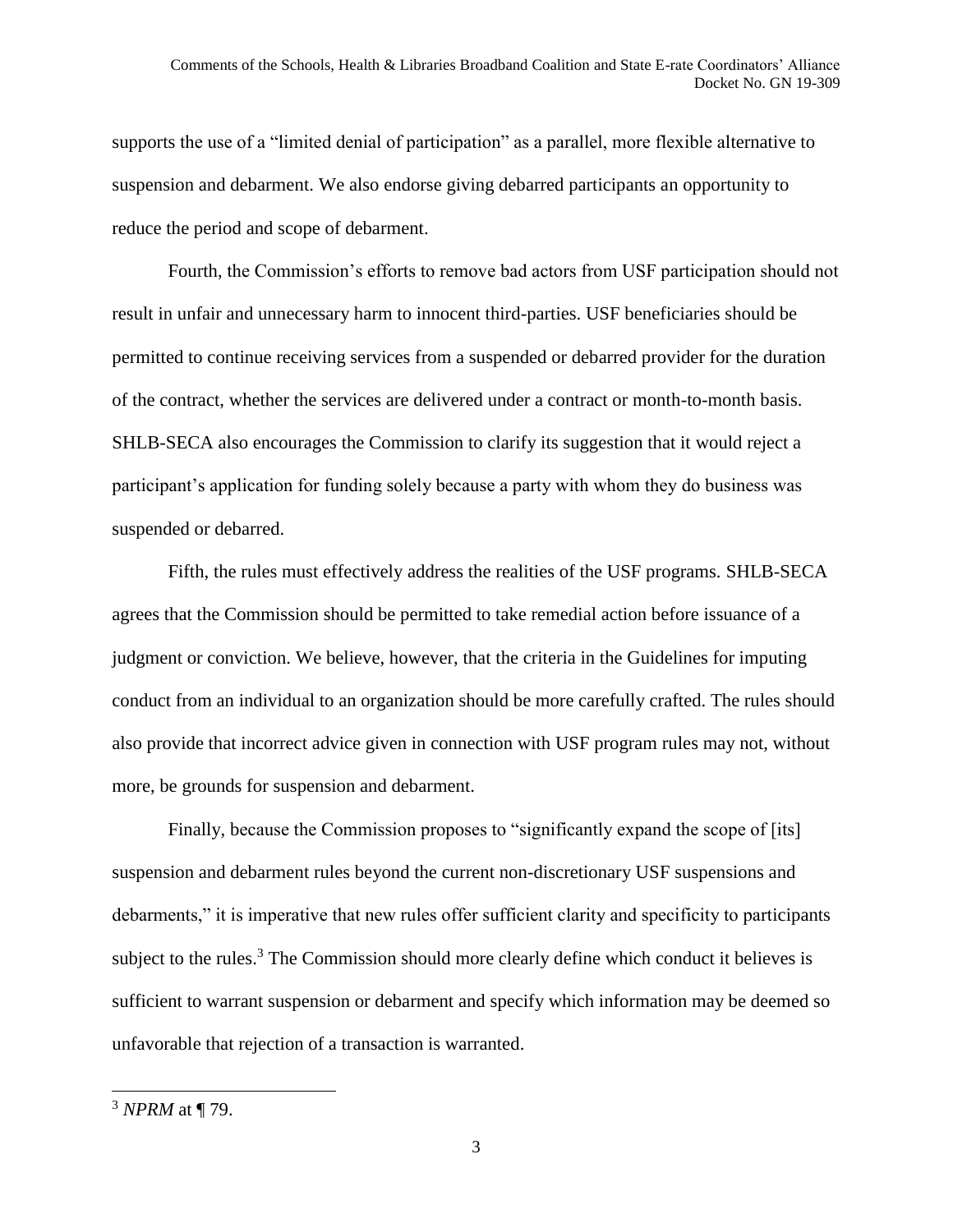supports the use of a "limited denial of participation" as a parallel, more flexible alternative to suspension and debarment. We also endorse giving debarred participants an opportunity to reduce the period and scope of debarment.

Fourth, the Commission's efforts to remove bad actors from USF participation should not result in unfair and unnecessary harm to innocent third-parties. USF beneficiaries should be permitted to continue receiving services from a suspended or debarred provider for the duration of the contract, whether the services are delivered under a contract or month-to-month basis. SHLB-SECA also encourages the Commission to clarify its suggestion that it would reject a participant's application for funding solely because a party with whom they do business was suspended or debarred.

Fifth, the rules must effectively address the realities of the USF programs. SHLB-SECA agrees that the Commission should be permitted to take remedial action before issuance of a judgment or conviction. We believe, however, that the criteria in the Guidelines for imputing conduct from an individual to an organization should be more carefully crafted. The rules should also provide that incorrect advice given in connection with USF program rules may not, without more, be grounds for suspension and debarment.

Finally, because the Commission proposes to "significantly expand the scope of [its] suspension and debarment rules beyond the current non-discretionary USF suspensions and debarments," it is imperative that new rules offer sufficient clarity and specificity to participants subject to the rules.[3] The Commission should more clearly define which conduct it believes is sufficient to warrant suspension or debarment and specify which information may be deemed so unfavorable that rejection of a transaction is warranted.

---

[3] *NPRM* at ¶ 79.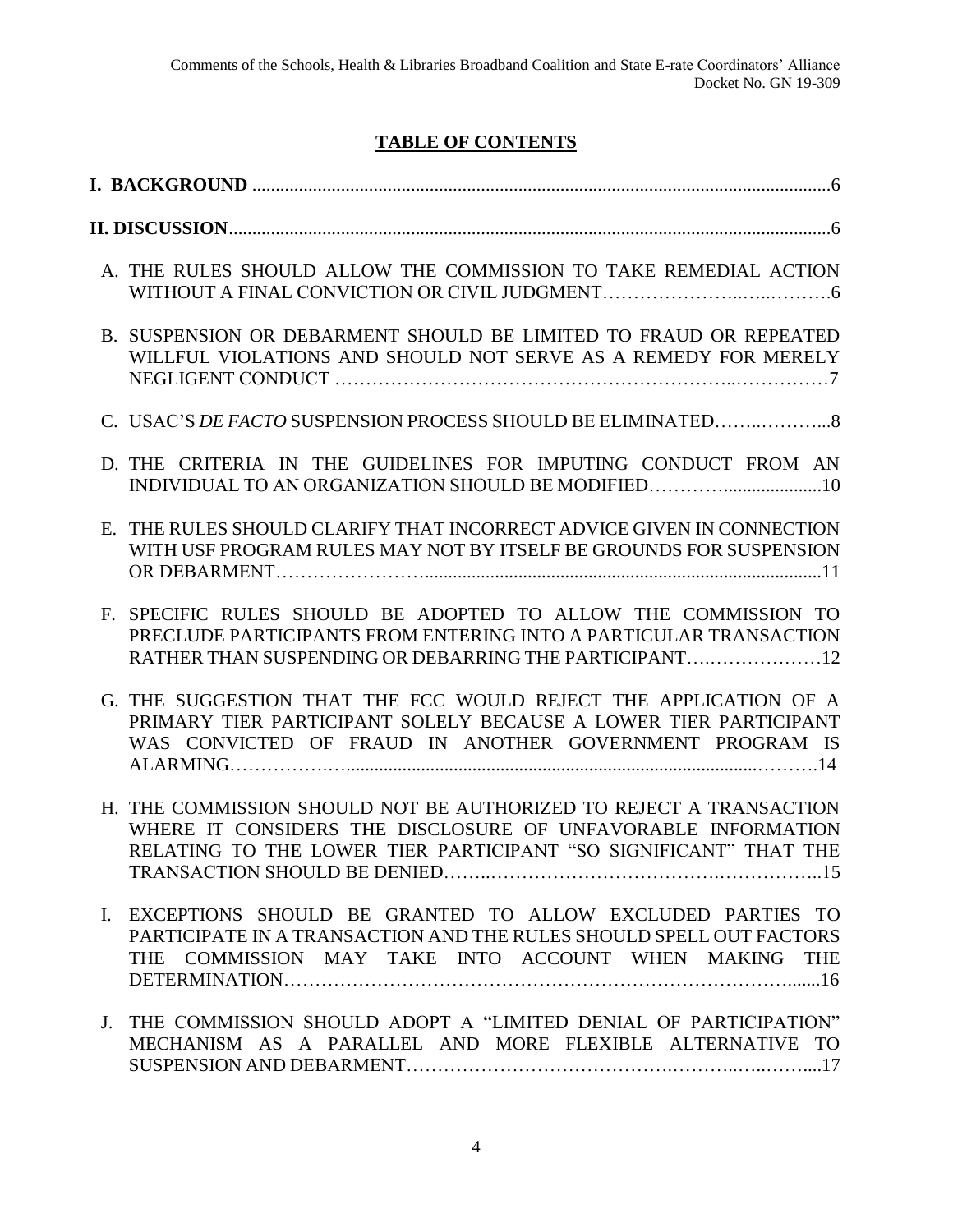## TABLE OF CONTENTS

**I. BACKGROUND** .......................................................................................................................6

**II. DISCUSSION**.............................................................................................................................6

A. THE RULES SHOULD ALLOW THE COMMISSION TO TAKE REMEDIAL ACTION WITHOUT A FINAL CONVICTION OR CIVIL JUDGMENT…………………..…..……….6

B. SUSPENSION OR DEBARMENT SHOULD BE LIMITED TO FRAUD OR REPEATED WILLFUL VIOLATIONS AND SHOULD NOT SERVE AS A REMEDY FOR MERELY NEGLIGENT CONDUCT ……………………………………………………..……………7

C. USAC'S *DE FACTO* SUSPENSION PROCESS SHOULD BE ELIMINATED……..………...8

D. THE CRITERIA IN THE GUIDELINES FOR IMPUTING CONDUCT FROM AN INDIVIDUAL TO AN ORGANIZATION SHOULD BE MODIFIED…………....................10

E. THE RULES SHOULD CLARIFY THAT INCORRECT ADVICE GIVEN IN CONNECTION WITH USF PROGRAM RULES MAY NOT BY ITSELF BE GROUNDS FOR SUSPENSION OR DEBARMENT……………………....................................................................................11

F. SPECIFIC RULES SHOULD BE ADOPTED TO ALLOW THE COMMISSION TO PRECLUDE PARTICIPANTS FROM ENTERING INTO A PARTICULAR TRANSACTION RATHER THAN SUSPENDING OR DEBARRING THE PARTICIPANT….………………12

G. THE SUGGESTION THAT THE FCC WOULD REJECT THE APPLICATION OF A PRIMARY TIER PARTICIPANT SOLELY BECAUSE A LOWER TIER PARTICIPANT WAS CONVICTED OF FRAUD IN ANOTHER GOVERNMENT PROGRAM IS ALARMING……………….....................................................................................……….14

H. THE COMMISSION SHOULD NOT BE AUTHORIZED TO REJECT A TRANSACTION WHERE IT CONSIDERS THE DISCLOSURE OF UNFAVORABLE INFORMATION RELATING TO THE LOWER TIER PARTICIPANT "SO SIGNIFICANT" THAT THE TRANSACTION SHOULD BE DENIED……..……………………………….……………..15

I. EXCEPTIONS SHOULD BE GRANTED TO ALLOW EXCLUDED PARTIES TO PARTICIPATE IN A TRANSACTION AND THE RULES SHOULD SPELL OUT FACTORS THE COMMISSION MAY TAKE INTO ACCOUNT WHEN MAKING THE DETERMINATION…………………………………………………………………….......16

J. THE COMMISSION SHOULD ADOPT A "LIMITED DENIAL OF PARTICIPATION" MECHANISM AS A PARALLEL AND MORE FLEXIBLE ALTERNATIVE TO SUSPENSION AND DEBARMENT…………………………………….………..…..……....17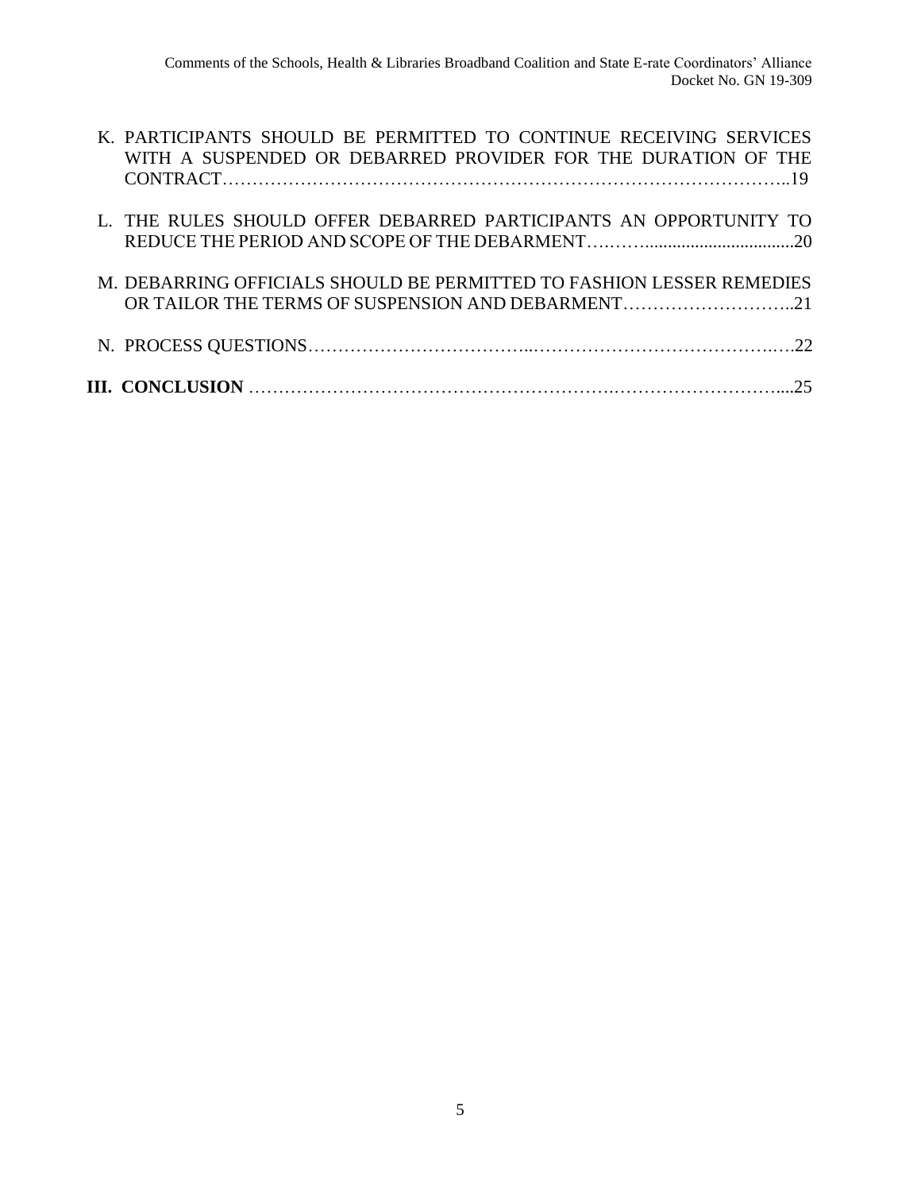K. PARTICIPANTS SHOULD BE PERMITTED TO CONTINUE RECEIVING SERVICES WITH A SUSPENDED OR DEBARRED PROVIDER FOR THE DURATION OF THE CONTRACT……………………………………………………………………………..19

L. THE RULES SHOULD OFFER DEBARRED PARTICIPANTS AN OPPORTUNITY TO REDUCE THE PERIOD AND SCOPE OF THE DEBARMENT….……................................20

M. DEBARRING OFFICIALS SHOULD BE PERMITTED TO FASHION LESSER REMEDIES OR TAILOR THE TERMS OF SUSPENSION AND DEBARMENT………………………..21

N. PROCESS QUESTIONS……………………………..……………………………….….22

**III. CONCLUSION** ………………………………………………….………………………....25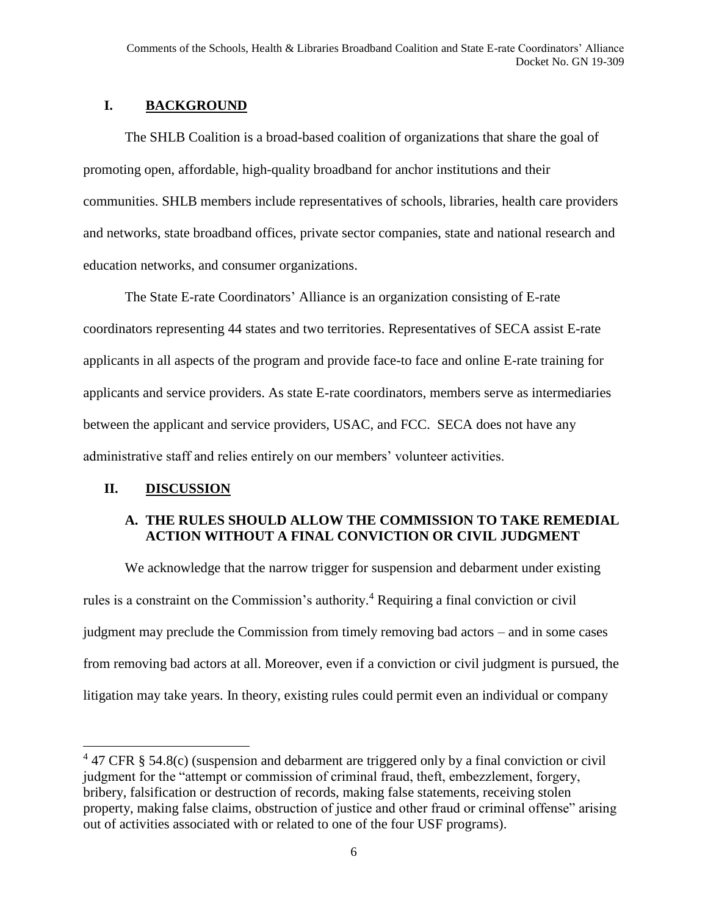## I. BACKGROUND

The SHLB Coalition is a broad-based coalition of organizations that share the goal of promoting open, affordable, high-quality broadband for anchor institutions and their communities. SHLB members include representatives of schools, libraries, health care providers and networks, state broadband offices, private sector companies, state and national research and education networks, and consumer organizations.

The State E-rate Coordinators' Alliance is an organization consisting of E-rate coordinators representing 44 states and two territories. Representatives of SECA assist E-rate applicants in all aspects of the program and provide face-to face and online E-rate training for applicants and service providers. As state E-rate coordinators, members serve as intermediaries between the applicant and service providers, USAC, and FCC. SECA does not have any administrative staff and relies entirely on our members' volunteer activities.

## II. DISCUSSION

### A. THE RULES SHOULD ALLOW THE COMMISSION TO TAKE REMEDIAL ACTION WITHOUT A FINAL CONVICTION OR CIVIL JUDGMENT

We acknowledge that the narrow trigger for suspension and debarment under existing rules is a constraint on the Commission's authority.[4] Requiring a final conviction or civil judgment may preclude the Commission from timely removing bad actors – and in some cases from removing bad actors at all. Moreover, even if a conviction or civil judgment is pursued, the litigation may take years. In theory, existing rules could permit even an individual or company

---

[4] 47 CFR § 54.8(c) (suspension and debarment are triggered only by a final conviction or civil judgment for the "attempt or commission of criminal fraud, theft, embezzlement, forgery, bribery, falsification or destruction of records, making false statements, receiving stolen property, making false claims, obstruction of justice and other fraud or criminal offense" arising out of activities associated with or related to one of the four USF programs).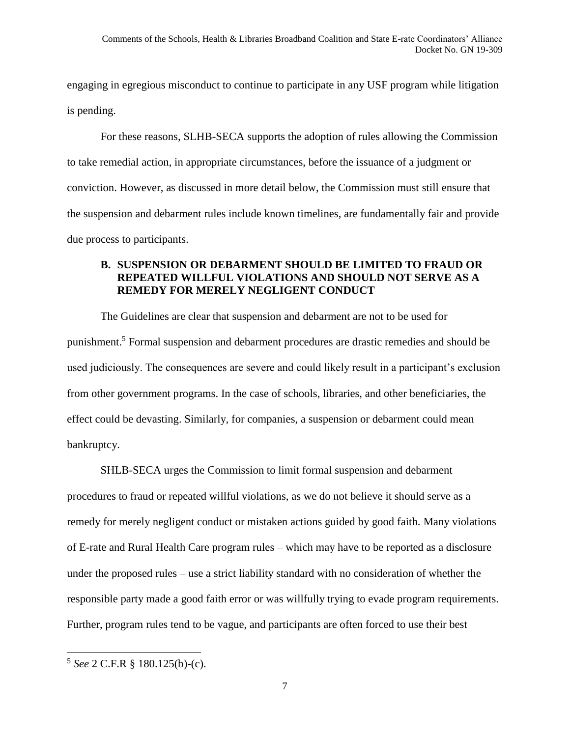engaging in egregious misconduct to continue to participate in any USF program while litigation is pending.

For these reasons, SLHB-SECA supports the adoption of rules allowing the Commission to take remedial action, in appropriate circumstances, before the issuance of a judgment or conviction. However, as discussed in more detail below, the Commission must still ensure that the suspension and debarment rules include known timelines, are fundamentally fair and provide due process to participants.

### B. SUSPENSION OR DEBARMENT SHOULD BE LIMITED TO FRAUD OR REPEATED WILLFUL VIOLATIONS AND SHOULD NOT SERVE AS A REMEDY FOR MERELY NEGLIGENT CONDUCT

The Guidelines are clear that suspension and debarment are not to be used for punishment.[5] Formal suspension and debarment procedures are drastic remedies and should be used judiciously. The consequences are severe and could likely result in a participant's exclusion from other government programs. In the case of schools, libraries, and other beneficiaries, the effect could be devasting. Similarly, for companies, a suspension or debarment could mean bankruptcy.

SHLB-SECA urges the Commission to limit formal suspension and debarment procedures to fraud or repeated willful violations, as we do not believe it should serve as a remedy for merely negligent conduct or mistaken actions guided by good faith. Many violations of E-rate and Rural Health Care program rules – which may have to be reported as a disclosure under the proposed rules – use a strict liability standard with no consideration of whether the responsible party made a good faith error or was willfully trying to evade program requirements. Further, program rules tend to be vague, and participants are often forced to use their best

[5] *See* 2 C.F.R § 180.125(b)-(c).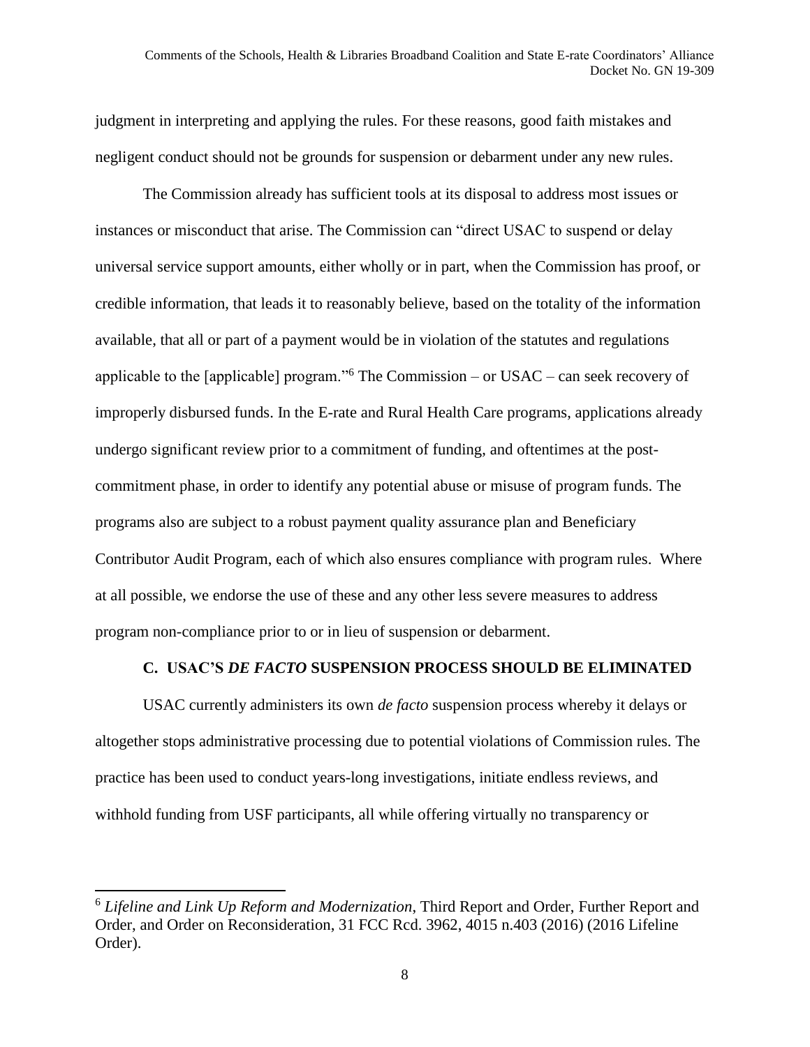judgment in interpreting and applying the rules. For these reasons, good faith mistakes and negligent conduct should not be grounds for suspension or debarment under any new rules.

The Commission already has sufficient tools at its disposal to address most issues or instances or misconduct that arise. The Commission can "direct USAC to suspend or delay universal service support amounts, either wholly or in part, when the Commission has proof, or credible information, that leads it to reasonably believe, based on the totality of the information available, that all or part of a payment would be in violation of the statutes and regulations applicable to the [applicable] program."[6] The Commission – or USAC – can seek recovery of improperly disbursed funds. In the E-rate and Rural Health Care programs, applications already undergo significant review prior to a commitment of funding, and oftentimes at the post-commitment phase, in order to identify any potential abuse or misuse of program funds. The programs also are subject to a robust payment quality assurance plan and Beneficiary Contributor Audit Program, each of which also ensures compliance with program rules. Where at all possible, we endorse the use of these and any other less severe measures to address program non-compliance prior to or in lieu of suspension or debarment.

### C. USAC'S *DE FACTO* SUSPENSION PROCESS SHOULD BE ELIMINATED

USAC currently administers its own *de facto* suspension process whereby it delays or altogether stops administrative processing due to potential violations of Commission rules. The practice has been used to conduct years-long investigations, initiate endless reviews, and withhold funding from USF participants, all while offering virtually no transparency or

---

[6] *Lifeline and Link Up Reform and Modernization*, Third Report and Order, Further Report and Order, and Order on Reconsideration, 31 FCC Rcd. 3962, 4015 n.403 (2016) (2016 Lifeline Order).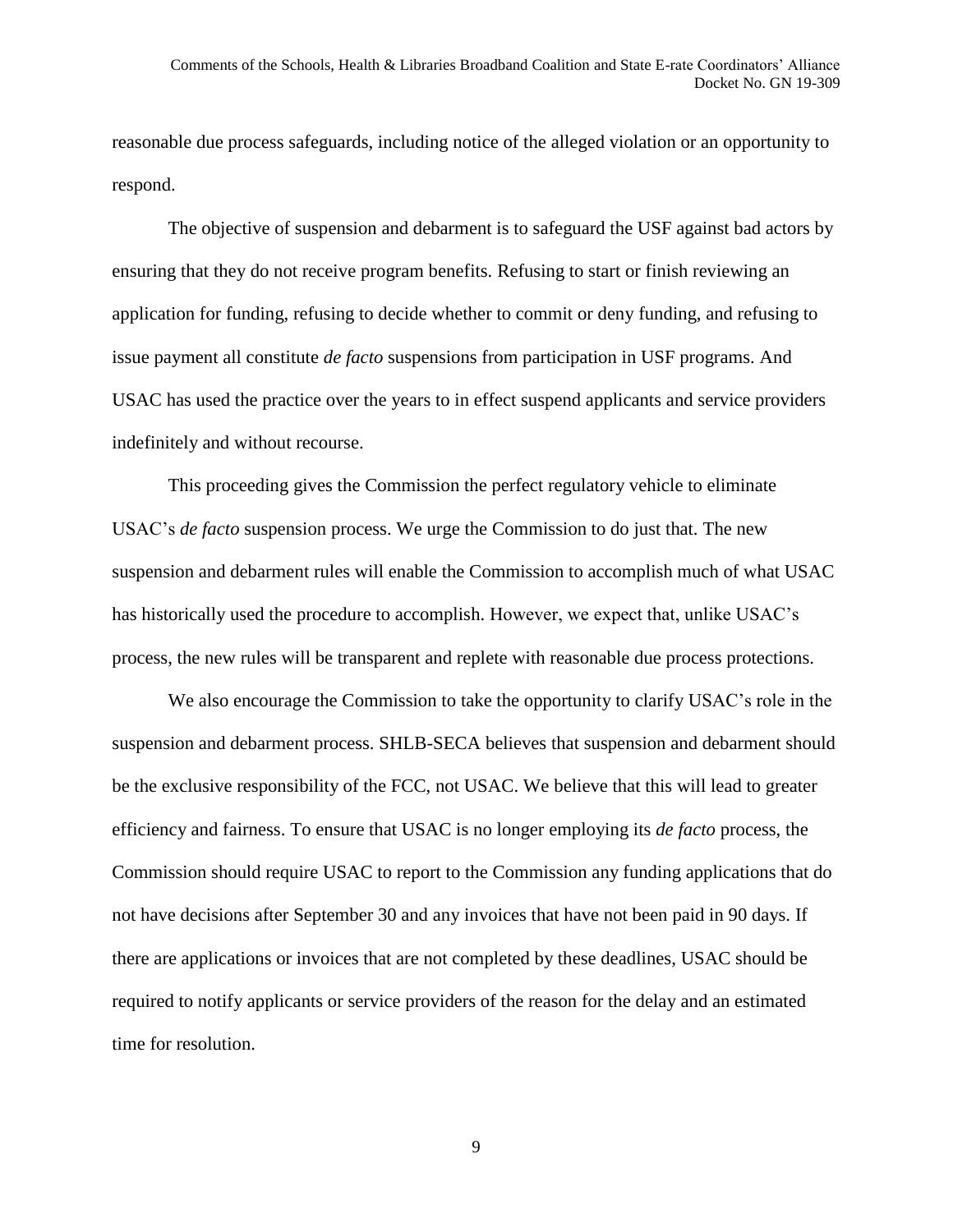reasonable due process safeguards, including notice of the alleged violation or an opportunity to respond.

The objective of suspension and debarment is to safeguard the USF against bad actors by ensuring that they do not receive program benefits. Refusing to start or finish reviewing an application for funding, refusing to decide whether to commit or deny funding, and refusing to issue payment all constitute *de facto* suspensions from participation in USF programs. And USAC has used the practice over the years to in effect suspend applicants and service providers indefinitely and without recourse.

This proceeding gives the Commission the perfect regulatory vehicle to eliminate USAC's *de facto* suspension process. We urge the Commission to do just that. The new suspension and debarment rules will enable the Commission to accomplish much of what USAC has historically used the procedure to accomplish. However, we expect that, unlike USAC's process, the new rules will be transparent and replete with reasonable due process protections.

We also encourage the Commission to take the opportunity to clarify USAC's role in the suspension and debarment process. SHLB-SECA believes that suspension and debarment should be the exclusive responsibility of the FCC, not USAC. We believe that this will lead to greater efficiency and fairness. To ensure that USAC is no longer employing its *de facto* process, the Commission should require USAC to report to the Commission any funding applications that do not have decisions after September 30 and any invoices that have not been paid in 90 days. If there are applications or invoices that are not completed by these deadlines, USAC should be required to notify applicants or service providers of the reason for the delay and an estimated time for resolution.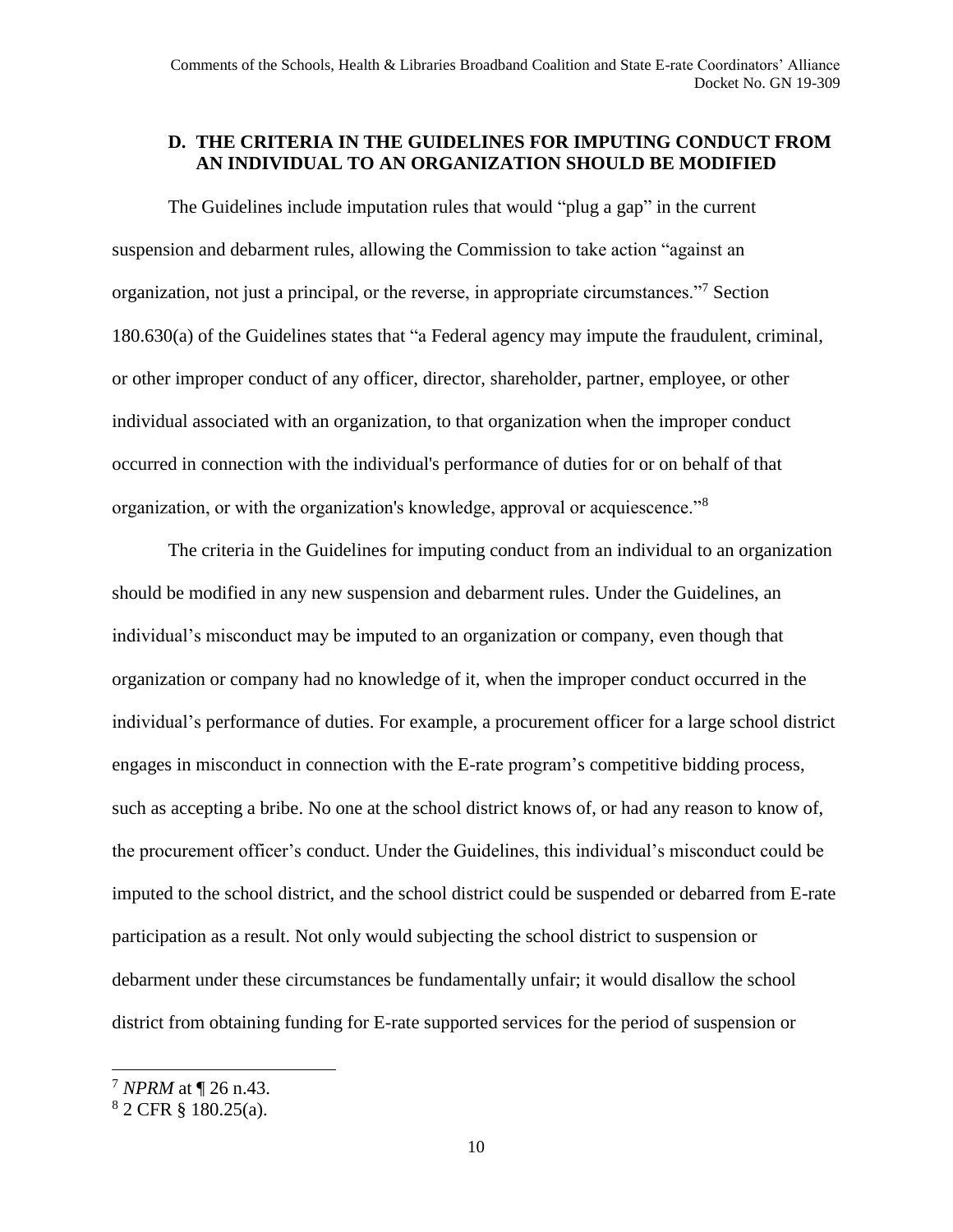### D. THE CRITERIA IN THE GUIDELINES FOR IMPUTING CONDUCT FROM AN INDIVIDUAL TO AN ORGANIZATION SHOULD BE MODIFIED

The Guidelines include imputation rules that would "plug a gap" in the current suspension and debarment rules, allowing the Commission to take action "against an organization, not just a principal, or the reverse, in appropriate circumstances."[7] Section 180.630(a) of the Guidelines states that "a Federal agency may impute the fraudulent, criminal, or other improper conduct of any officer, director, shareholder, partner, employee, or other individual associated with an organization, to that organization when the improper conduct occurred in connection with the individual's performance of duties for or on behalf of that organization, or with the organization's knowledge, approval or acquiescence."[8]

The criteria in the Guidelines for imputing conduct from an individual to an organization should be modified in any new suspension and debarment rules. Under the Guidelines, an individual's misconduct may be imputed to an organization or company, even though that organization or company had no knowledge of it, when the improper conduct occurred in the individual's performance of duties. For example, a procurement officer for a large school district engages in misconduct in connection with the E-rate program's competitive bidding process, such as accepting a bribe. No one at the school district knows of, or had any reason to know of, the procurement officer's conduct. Under the Guidelines, this individual's misconduct could be imputed to the school district, and the school district could be suspended or debarred from E-rate participation as a result. Not only would subjecting the school district to suspension or debarment under these circumstances be fundamentally unfair; it would disallow the school district from obtaining funding for E-rate supported services for the period of suspension or

---

[7] *NPRM* at ¶ 26 n.43.

[8] 2 CFR § 180.25(a).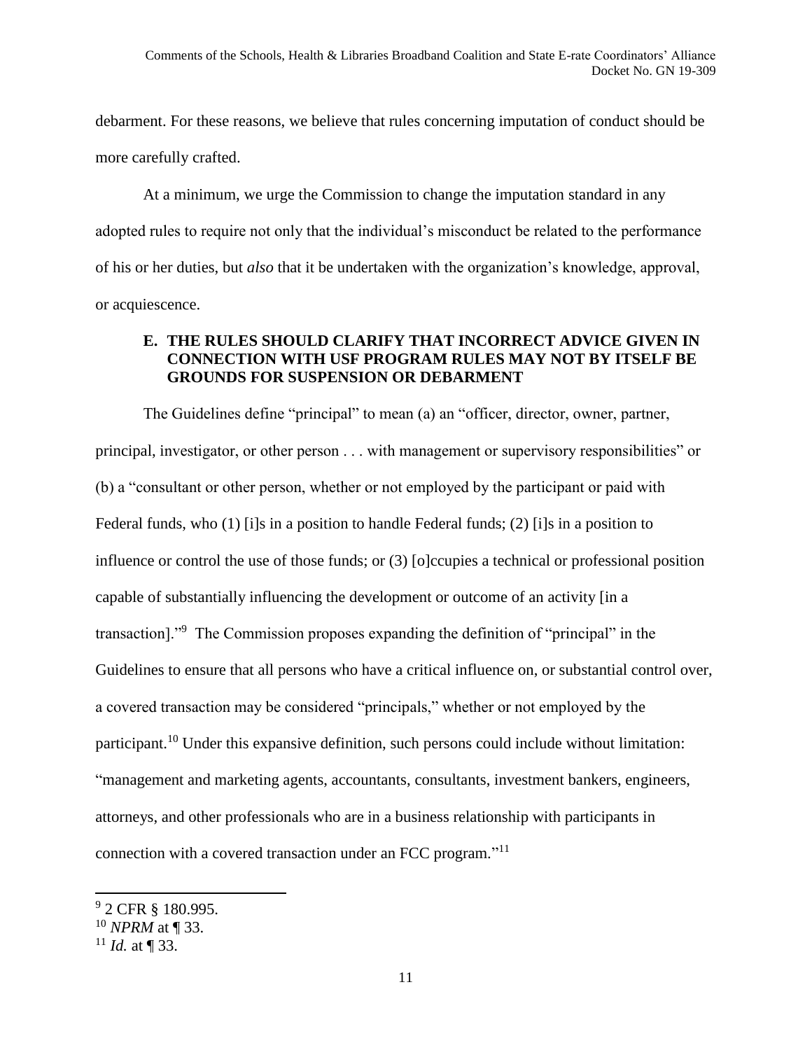debarment. For these reasons, we believe that rules concerning imputation of conduct should be more carefully crafted.

At a minimum, we urge the Commission to change the imputation standard in any adopted rules to require not only that the individual's misconduct be related to the performance of his or her duties, but *also* that it be undertaken with the organization's knowledge, approval, or acquiescence.

### E. THE RULES SHOULD CLARIFY THAT INCORRECT ADVICE GIVEN IN CONNECTION WITH USF PROGRAM RULES MAY NOT BY ITSELF BE GROUNDS FOR SUSPENSION OR DEBARMENT

The Guidelines define "principal" to mean (a) an "officer, director, owner, partner, principal, investigator, or other person . . . with management or supervisory responsibilities" or (b) a "consultant or other person, whether or not employed by the participant or paid with Federal funds, who (1) [i]s in a position to handle Federal funds; (2) [i]s in a position to influence or control the use of those funds; or (3) [o]ccupies a technical or professional position capable of substantially influencing the development or outcome of an activity [in a transaction]."[9] The Commission proposes expanding the definition of "principal" in the Guidelines to ensure that all persons who have a critical influence on, or substantial control over, a covered transaction may be considered "principals," whether or not employed by the participant.[10] Under this expansive definition, such persons could include without limitation: "management and marketing agents, accountants, consultants, investment bankers, engineers, attorneys, and other professionals who are in a business relationship with participants in connection with a covered transaction under an FCC program."[11]

---

[9] 2 CFR § 180.995.

[10] *NPRM* at ¶ 33.

[11] *Id.* at ¶ 33.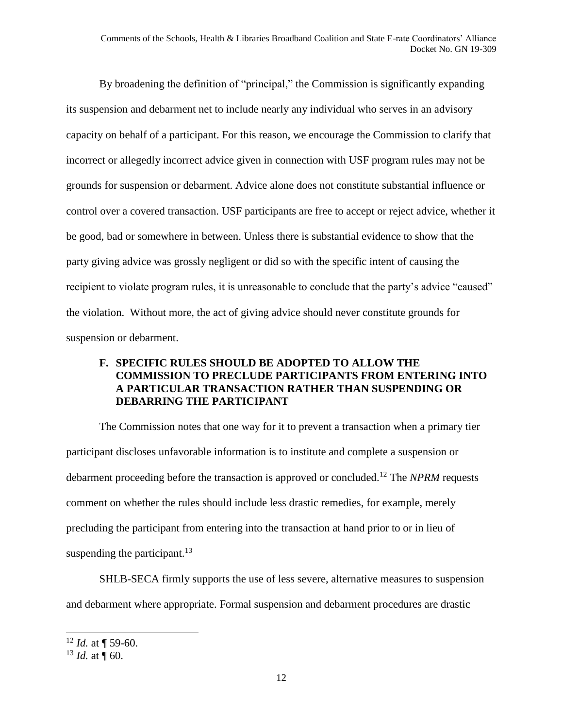By broadening the definition of "principal," the Commission is significantly expanding its suspension and debarment net to include nearly any individual who serves in an advisory capacity on behalf of a participant. For this reason, we encourage the Commission to clarify that incorrect or allegedly incorrect advice given in connection with USF program rules may not be grounds for suspension or debarment. Advice alone does not constitute substantial influence or control over a covered transaction. USF participants are free to accept or reject advice, whether it be good, bad or somewhere in between. Unless there is substantial evidence to show that the party giving advice was grossly negligent or did so with the specific intent of causing the recipient to violate program rules, it is unreasonable to conclude that the party's advice "caused" the violation. Without more, the act of giving advice should never constitute grounds for suspension or debarment.

### F. SPECIFIC RULES SHOULD BE ADOPTED TO ALLOW THE COMMISSION TO PRECLUDE PARTICIPANTS FROM ENTERING INTO A PARTICULAR TRANSACTION RATHER THAN SUSPENDING OR DEBARRING THE PARTICIPANT

The Commission notes that one way for it to prevent a transaction when a primary tier participant discloses unfavorable information is to institute and complete a suspension or debarment proceeding before the transaction is approved or concluded.[12] The *NPRM* requests comment on whether the rules should include less drastic remedies, for example, merely precluding the participant from entering into the transaction at hand prior to or in lieu of suspending the participant.[13]

SHLB-SECA firmly supports the use of less severe, alternative measures to suspension and debarment where appropriate. Formal suspension and debarment procedures are drastic

---

[12] *Id.* at ¶ 59-60.

[13] *Id.* at ¶ 60.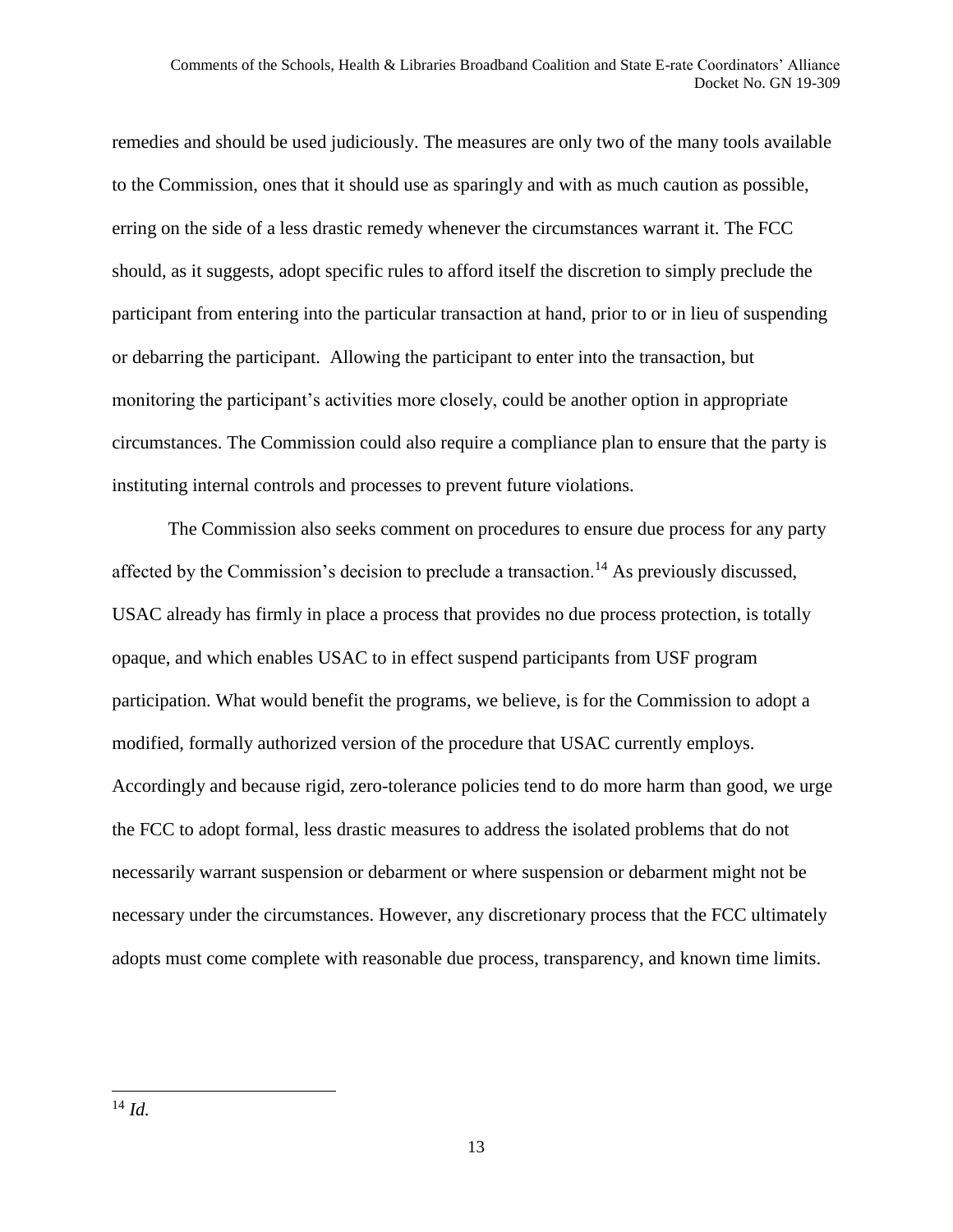remedies and should be used judiciously. The measures are only two of the many tools available to the Commission, ones that it should use as sparingly and with as much caution as possible, erring on the side of a less drastic remedy whenever the circumstances warrant it. The FCC should, as it suggests, adopt specific rules to afford itself the discretion to simply preclude the participant from entering into the particular transaction at hand, prior to or in lieu of suspending or debarring the participant. Allowing the participant to enter into the transaction, but monitoring the participant's activities more closely, could be another option in appropriate circumstances. The Commission could also require a compliance plan to ensure that the party is instituting internal controls and processes to prevent future violations.

The Commission also seeks comment on procedures to ensure due process for any party affected by the Commission's decision to preclude a transaction.[14] As previously discussed, USAC already has firmly in place a process that provides no due process protection, is totally opaque, and which enables USAC to in effect suspend participants from USF program participation. What would benefit the programs, we believe, is for the Commission to adopt a modified, formally authorized version of the procedure that USAC currently employs. Accordingly and because rigid, zero-tolerance policies tend to do more harm than good, we urge the FCC to adopt formal, less drastic measures to address the isolated problems that do not necessarily warrant suspension or debarment or where suspension or debarment might not be necessary under the circumstances. However, any discretionary process that the FCC ultimately adopts must come complete with reasonable due process, transparency, and known time limits.

---

[14] *Id.*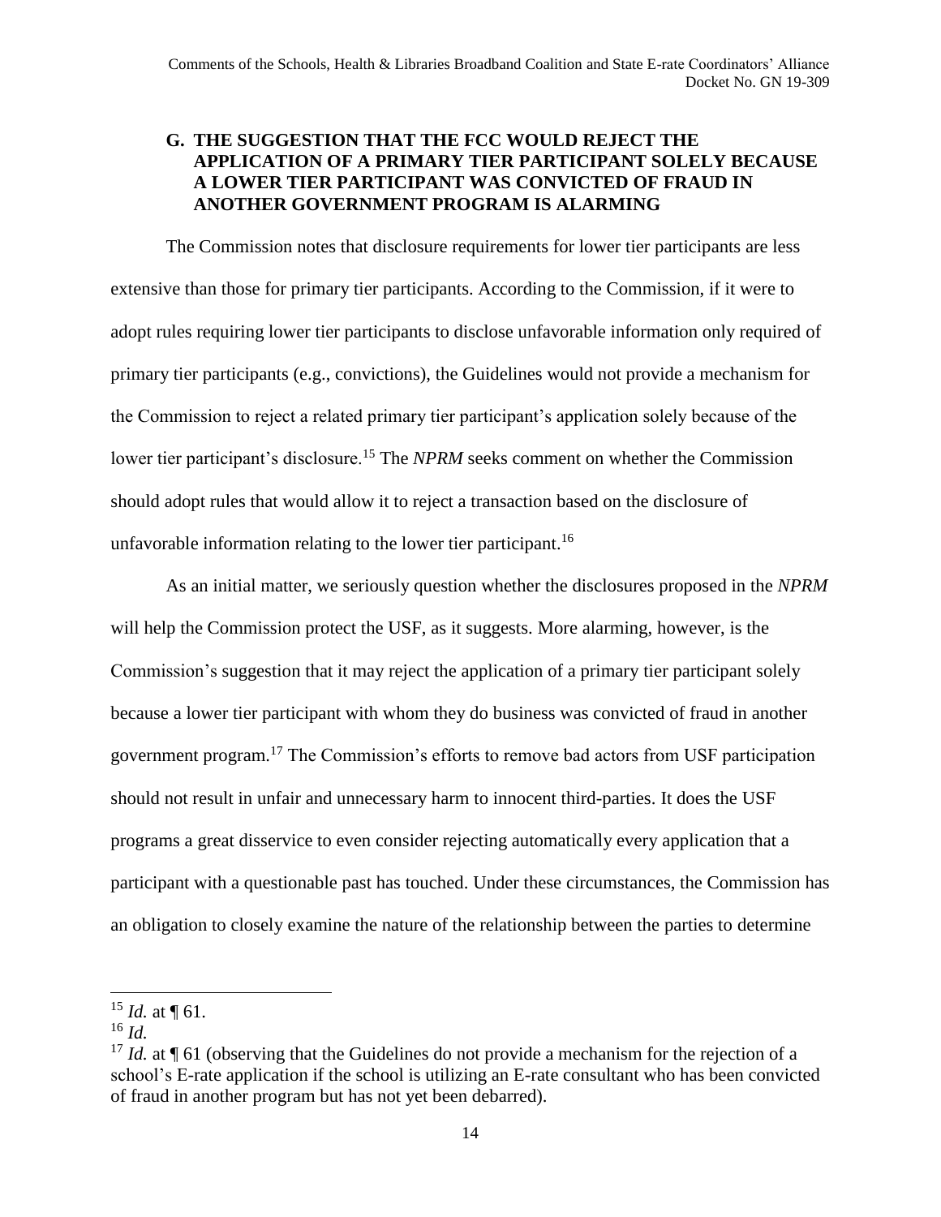### G. THE SUGGESTION THAT THE FCC WOULD REJECT THE APPLICATION OF A PRIMARY TIER PARTICIPANT SOLELY BECAUSE A LOWER TIER PARTICIPANT WAS CONVICTED OF FRAUD IN ANOTHER GOVERNMENT PROGRAM IS ALARMING

The Commission notes that disclosure requirements for lower tier participants are less extensive than those for primary tier participants. According to the Commission, if it were to adopt rules requiring lower tier participants to disclose unfavorable information only required of primary tier participants (e.g., convictions), the Guidelines would not provide a mechanism for the Commission to reject a related primary tier participant's application solely because of the lower tier participant's disclosure.[15] The *NPRM* seeks comment on whether the Commission should adopt rules that would allow it to reject a transaction based on the disclosure of unfavorable information relating to the lower tier participant.[16]

As an initial matter, we seriously question whether the disclosures proposed in the *NPRM* will help the Commission protect the USF, as it suggests. More alarming, however, is the Commission's suggestion that it may reject the application of a primary tier participant solely because a lower tier participant with whom they do business was convicted of fraud in another government program.[17] The Commission's efforts to remove bad actors from USF participation should not result in unfair and unnecessary harm to innocent third-parties. It does the USF programs a great disservice to even consider rejecting automatically every application that a participant with a questionable past has touched. Under these circumstances, the Commission has an obligation to closely examine the nature of the relationship between the parties to determine

---

[15] *Id.* at ¶ 61.

[16] *Id.*

[17] *Id.* at ¶ 61 (observing that the Guidelines do not provide a mechanism for the rejection of a school's E-rate application if the school is utilizing an E-rate consultant who has been convicted of fraud in another program but has not yet been debarred).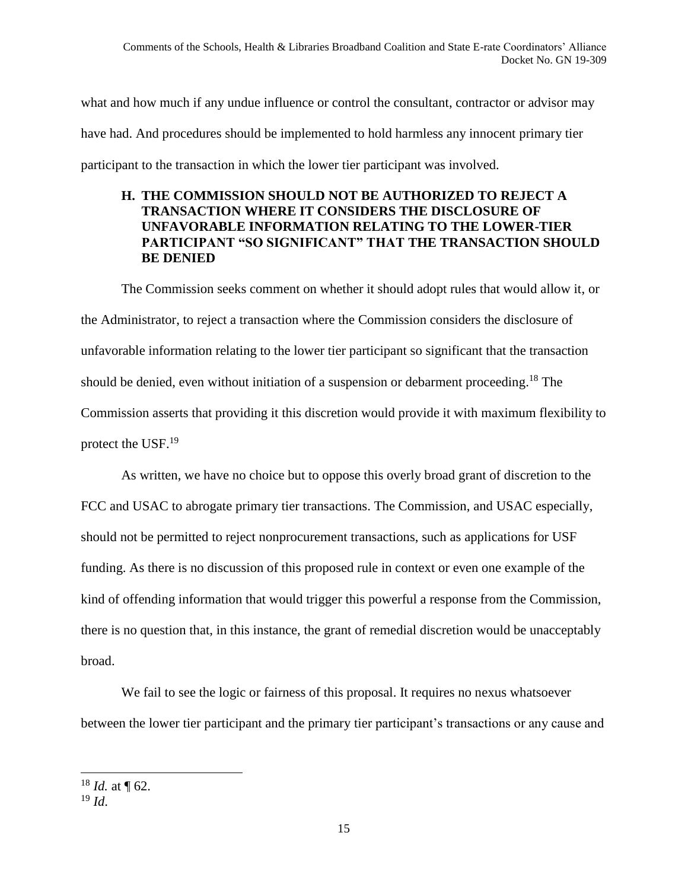what and how much if any undue influence or control the consultant, contractor or advisor may have had. And procedures should be implemented to hold harmless any innocent primary tier participant to the transaction in which the lower tier participant was involved.

### H. THE COMMISSION SHOULD NOT BE AUTHORIZED TO REJECT A TRANSACTION WHERE IT CONSIDERS THE DISCLOSURE OF UNFAVORABLE INFORMATION RELATING TO THE LOWER-TIER PARTICIPANT "SO SIGNIFICANT" THAT THE TRANSACTION SHOULD BE DENIED

The Commission seeks comment on whether it should adopt rules that would allow it, or the Administrator, to reject a transaction where the Commission considers the disclosure of unfavorable information relating to the lower tier participant so significant that the transaction should be denied, even without initiation of a suspension or debarment proceeding.[18] The Commission asserts that providing it this discretion would provide it with maximum flexibility to protect the USF.[19]

As written, we have no choice but to oppose this overly broad grant of discretion to the FCC and USAC to abrogate primary tier transactions. The Commission, and USAC especially, should not be permitted to reject nonprocurement transactions, such as applications for USF funding. As there is no discussion of this proposed rule in context or even one example of the kind of offending information that would trigger this powerful a response from the Commission, there is no question that, in this instance, the grant of remedial discretion would be unacceptably broad.

We fail to see the logic or fairness of this proposal. It requires no nexus whatsoever between the lower tier participant and the primary tier participant's transactions or any cause and

---

[18] *Id.* at ¶ 62.

[19] *Id*.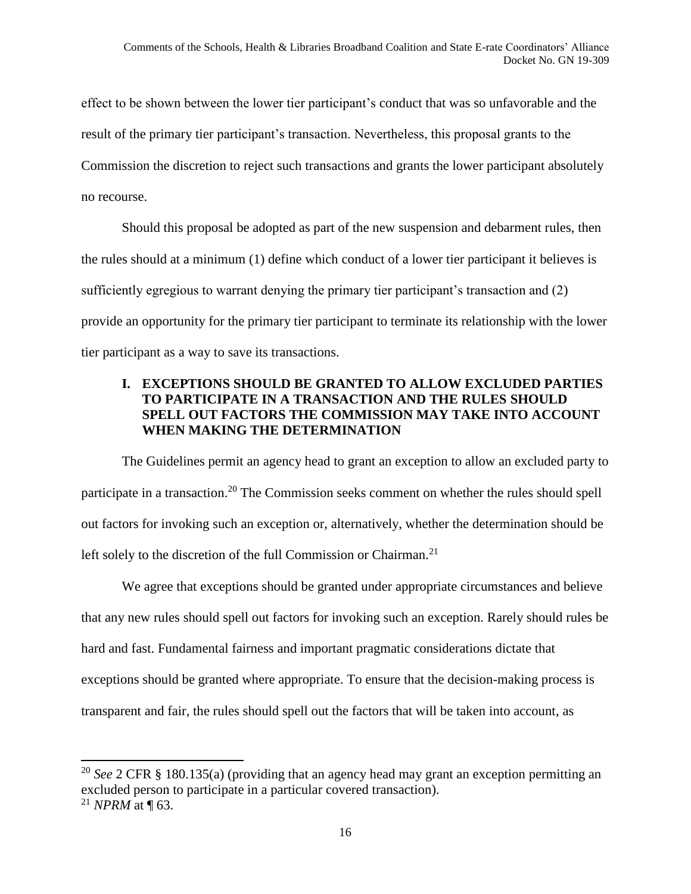effect to be shown between the lower tier participant's conduct that was so unfavorable and the result of the primary tier participant's transaction. Nevertheless, this proposal grants to the Commission the discretion to reject such transactions and grants the lower participant absolutely no recourse.

Should this proposal be adopted as part of the new suspension and debarment rules, then the rules should at a minimum (1) define which conduct of a lower tier participant it believes is sufficiently egregious to warrant denying the primary tier participant's transaction and (2) provide an opportunity for the primary tier participant to terminate its relationship with the lower tier participant as a way to save its transactions.

## I. EXCEPTIONS SHOULD BE GRANTED TO ALLOW EXCLUDED PARTIES TO PARTICIPATE IN A TRANSACTION AND THE RULES SHOULD SPELL OUT FACTORS THE COMMISSION MAY TAKE INTO ACCOUNT WHEN MAKING THE DETERMINATION

The Guidelines permit an agency head to grant an exception to allow an excluded party to participate in a transaction.[20] The Commission seeks comment on whether the rules should spell out factors for invoking such an exception or, alternatively, whether the determination should be left solely to the discretion of the full Commission or Chairman.[21]

We agree that exceptions should be granted under appropriate circumstances and believe that any new rules should spell out factors for invoking such an exception. Rarely should rules be hard and fast. Fundamental fairness and important pragmatic considerations dictate that exceptions should be granted where appropriate. To ensure that the decision-making process is transparent and fair, the rules should spell out the factors that will be taken into account, as

---

[20] *See* 2 CFR § 180.135(a) (providing that an agency head may grant an exception permitting an excluded person to participate in a particular covered transaction).

[21] *NPRM* at ¶ 63.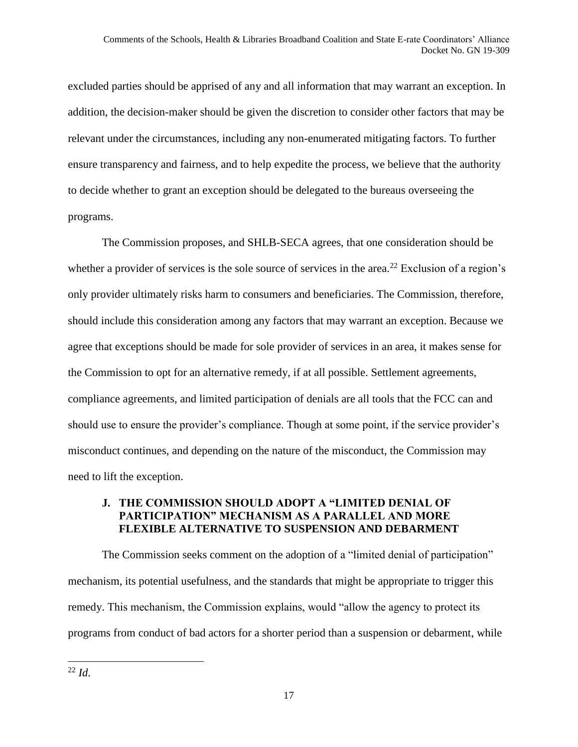excluded parties should be apprised of any and all information that may warrant an exception. In addition, the decision-maker should be given the discretion to consider other factors that may be relevant under the circumstances, including any non-enumerated mitigating factors. To further ensure transparency and fairness, and to help expedite the process, we believe that the authority to decide whether to grant an exception should be delegated to the bureaus overseeing the programs.

The Commission proposes, and SHLB-SECA agrees, that one consideration should be whether a provider of services is the sole source of services in the area.[22] Exclusion of a region's only provider ultimately risks harm to consumers and beneficiaries. The Commission, therefore, should include this consideration among any factors that may warrant an exception. Because we agree that exceptions should be made for sole provider of services in an area, it makes sense for the Commission to opt for an alternative remedy, if at all possible. Settlement agreements, compliance agreements, and limited participation of denials are all tools that the FCC can and should use to ensure the provider's compliance. Though at some point, if the service provider's misconduct continues, and depending on the nature of the misconduct, the Commission may need to lift the exception.

### J. THE COMMISSION SHOULD ADOPT A "LIMITED DENIAL OF PARTICIPATION" MECHANISM AS A PARALLEL AND MORE FLEXIBLE ALTERNATIVE TO SUSPENSION AND DEBARMENT

The Commission seeks comment on the adoption of a "limited denial of participation" mechanism, its potential usefulness, and the standards that might be appropriate to trigger this remedy. This mechanism, the Commission explains, would "allow the agency to protect its programs from conduct of bad actors for a shorter period than a suspension or debarment, while

[22] *Id*.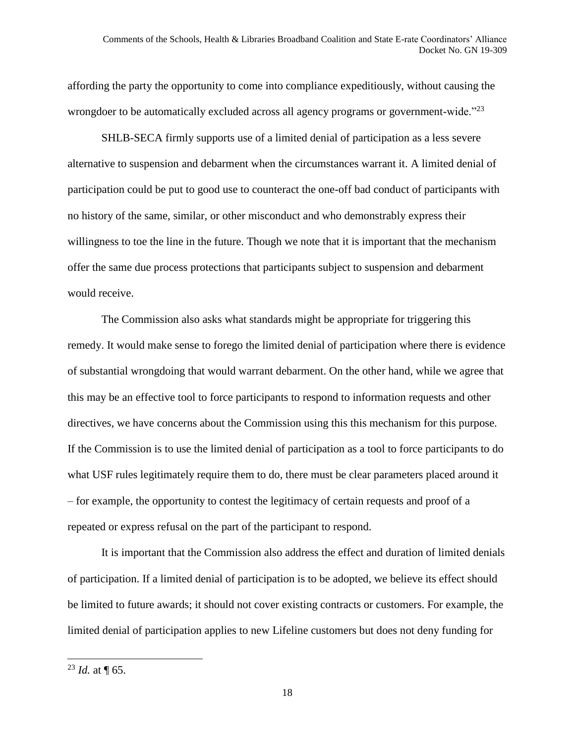affording the party the opportunity to come into compliance expeditiously, without causing the wrongdoer to be automatically excluded across all agency programs or government-wide."[23]

SHLB-SECA firmly supports use of a limited denial of participation as a less severe alternative to suspension and debarment when the circumstances warrant it. A limited denial of participation could be put to good use to counteract the one-off bad conduct of participants with no history of the same, similar, or other misconduct and who demonstrably express their willingness to toe the line in the future. Though we note that it is important that the mechanism offer the same due process protections that participants subject to suspension and debarment would receive.

The Commission also asks what standards might be appropriate for triggering this remedy. It would make sense to forego the limited denial of participation where there is evidence of substantial wrongdoing that would warrant debarment. On the other hand, while we agree that this may be an effective tool to force participants to respond to information requests and other directives, we have concerns about the Commission using this this mechanism for this purpose. If the Commission is to use the limited denial of participation as a tool to force participants to do what USF rules legitimately require them to do, there must be clear parameters placed around it – for example, the opportunity to contest the legitimacy of certain requests and proof of a repeated or express refusal on the part of the participant to respond.

It is important that the Commission also address the effect and duration of limited denials of participation. If a limited denial of participation is to be adopted, we believe its effect should be limited to future awards; it should not cover existing contracts or customers. For example, the limited denial of participation applies to new Lifeline customers but does not deny funding for

---

[23] *Id.* at ¶ 65.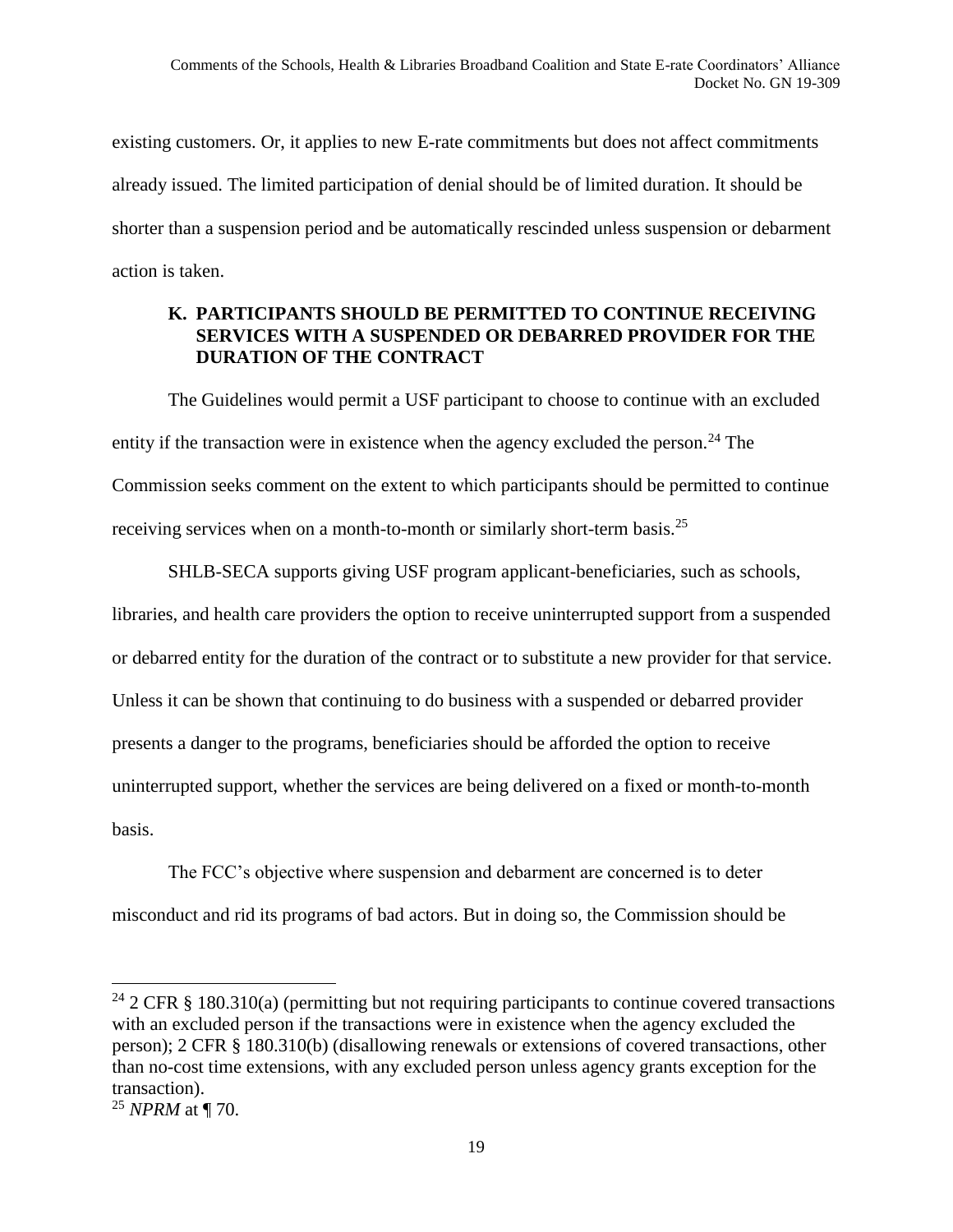existing customers. Or, it applies to new E-rate commitments but does not affect commitments already issued. The limited participation of denial should be of limited duration. It should be shorter than a suspension period and be automatically rescinded unless suspension or debarment action is taken.

### K. PARTICIPANTS SHOULD BE PERMITTED TO CONTINUE RECEIVING SERVICES WITH A SUSPENDED OR DEBARRED PROVIDER FOR THE DURATION OF THE CONTRACT

The Guidelines would permit a USF participant to choose to continue with an excluded entity if the transaction were in existence when the agency excluded the person.[24] The Commission seeks comment on the extent to which participants should be permitted to continue receiving services when on a month-to-month or similarly short-term basis.[25]

SHLB-SECA supports giving USF program applicant-beneficiaries, such as schools, libraries, and health care providers the option to receive uninterrupted support from a suspended or debarred entity for the duration of the contract or to substitute a new provider for that service. Unless it can be shown that continuing to do business with a suspended or debarred provider presents a danger to the programs, beneficiaries should be afforded the option to receive uninterrupted support, whether the services are being delivered on a fixed or month-to-month basis.

The FCC's objective where suspension and debarment are concerned is to deter misconduct and rid its programs of bad actors. But in doing so, the Commission should be

---

[24] 2 CFR § 180.310(a) (permitting but not requiring participants to continue covered transactions with an excluded person if the transactions were in existence when the agency excluded the person); 2 CFR § 180.310(b) (disallowing renewals or extensions of covered transactions, other than no-cost time extensions, with any excluded person unless agency grants exception for the transaction).

[25] *NPRM* at ¶ 70.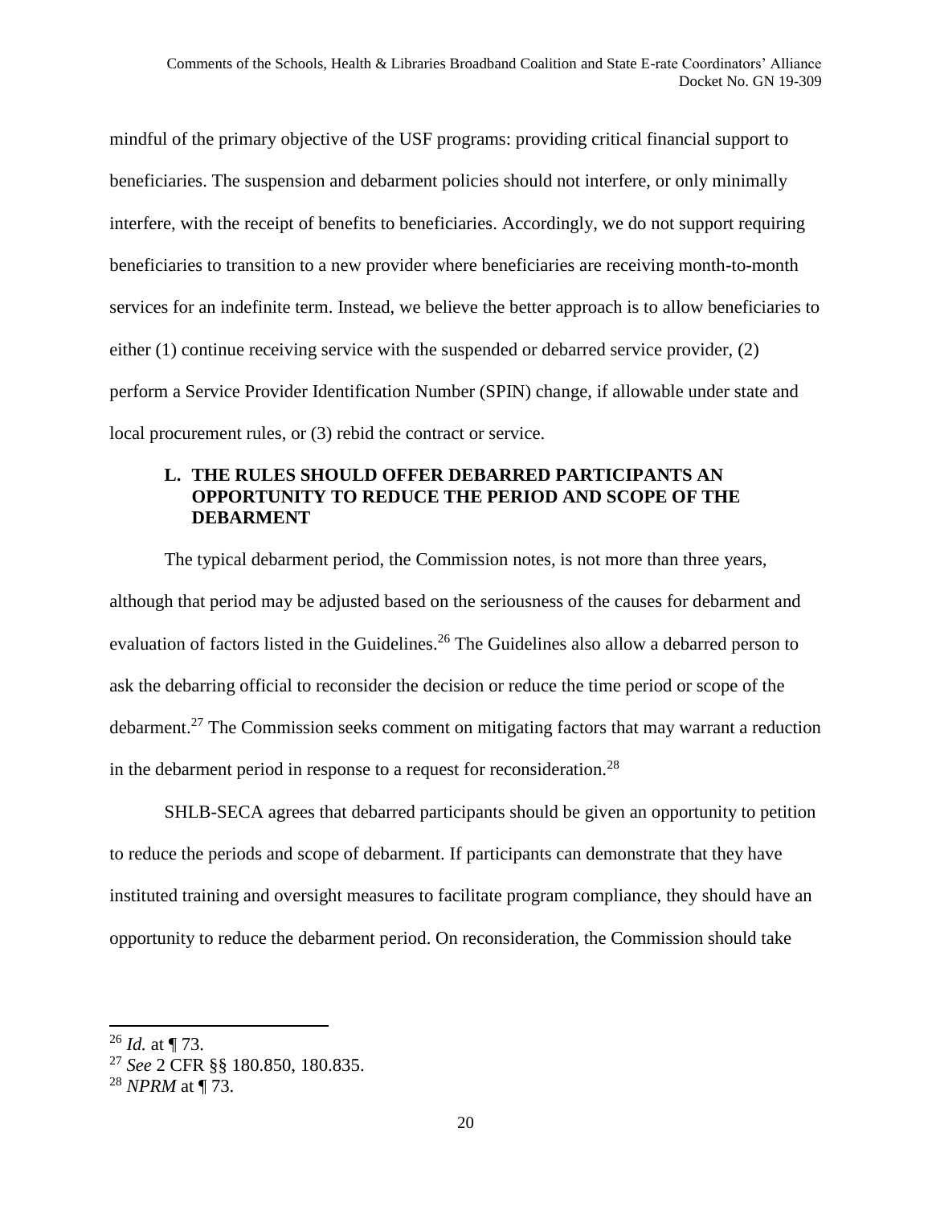mindful of the primary objective of the USF programs: providing critical financial support to beneficiaries. The suspension and debarment policies should not interfere, or only minimally interfere, with the receipt of benefits to beneficiaries. Accordingly, we do not support requiring beneficiaries to transition to a new provider where beneficiaries are receiving month-to-month services for an indefinite term. Instead, we believe the better approach is to allow beneficiaries to either (1) continue receiving service with the suspended or debarred service provider, (2) perform a Service Provider Identification Number (SPIN) change, if allowable under state and local procurement rules, or (3) rebid the contract or service.

### L. THE RULES SHOULD OFFER DEBARRED PARTICIPANTS AN OPPORTUNITY TO REDUCE THE PERIOD AND SCOPE OF THE DEBARMENT

The typical debarment period, the Commission notes, is not more than three years, although that period may be adjusted based on the seriousness of the causes for debarment and evaluation of factors listed in the Guidelines.[26] The Guidelines also allow a debarred person to ask the debarring official to reconsider the decision or reduce the time period or scope of the debarment.[27] The Commission seeks comment on mitigating factors that may warrant a reduction in the debarment period in response to a request for reconsideration.[28]

SHLB-SECA agrees that debarred participants should be given an opportunity to petition to reduce the periods and scope of debarment. If participants can demonstrate that they have instituted training and oversight measures to facilitate program compliance, they should have an opportunity to reduce the debarment period. On reconsideration, the Commission should take

---

[26] *Id.* at ¶ 73.

[27] *See* 2 CFR §§ 180.850, 180.835.

[28] *NPRM* at ¶ 73.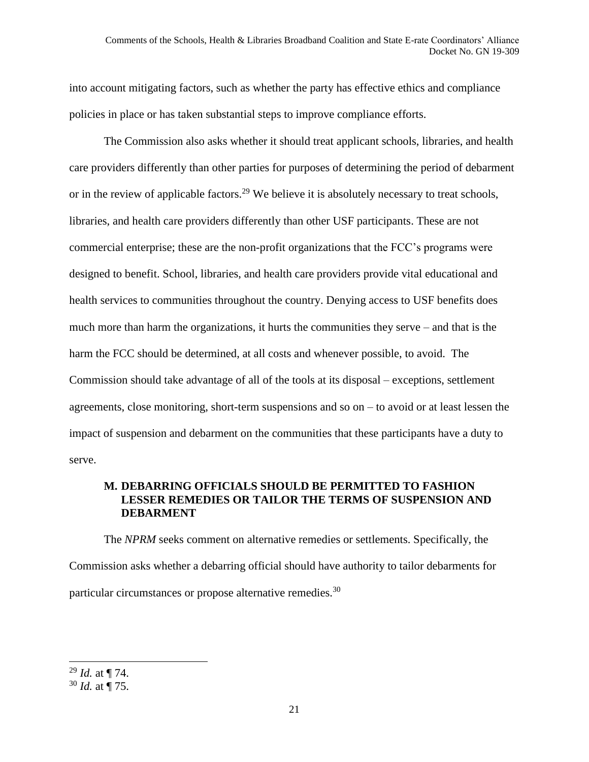into account mitigating factors, such as whether the party has effective ethics and compliance policies in place or has taken substantial steps to improve compliance efforts.

The Commission also asks whether it should treat applicant schools, libraries, and health care providers differently than other parties for purposes of determining the period of debarment or in the review of applicable factors.[29] We believe it is absolutely necessary to treat schools, libraries, and health care providers differently than other USF participants. These are not commercial enterprise; these are the non-profit organizations that the FCC's programs were designed to benefit. School, libraries, and health care providers provide vital educational and health services to communities throughout the country. Denying access to USF benefits does much more than harm the organizations, it hurts the communities they serve – and that is the harm the FCC should be determined, at all costs and whenever possible, to avoid. The Commission should take advantage of all of the tools at its disposal – exceptions, settlement agreements, close monitoring, short-term suspensions and so on – to avoid or at least lessen the impact of suspension and debarment on the communities that these participants have a duty to serve.

### M. DEBARRING OFFICIALS SHOULD BE PERMITTED TO FASHION LESSER REMEDIES OR TAILOR THE TERMS OF SUSPENSION AND DEBARMENT

The *NPRM* seeks comment on alternative remedies or settlements. Specifically, the Commission asks whether a debarring official should have authority to tailor debarments for particular circumstances or propose alternative remedies.[30]

---

[29] *Id.* at ¶ 74.

[30] *Id.* at ¶ 75.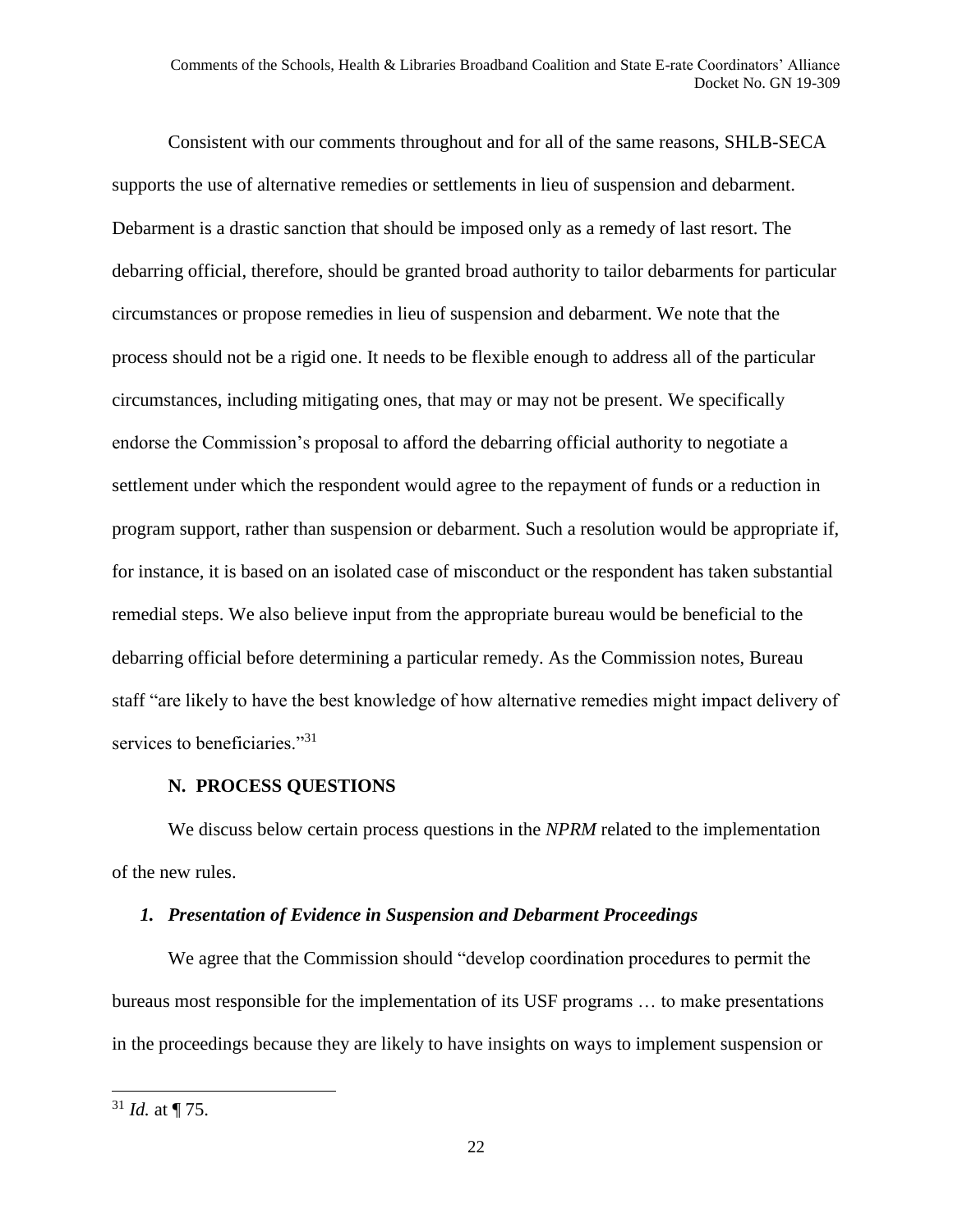Consistent with our comments throughout and for all of the same reasons, SHLB-SECA supports the use of alternative remedies or settlements in lieu of suspension and debarment. Debarment is a drastic sanction that should be imposed only as a remedy of last resort. The debarring official, therefore, should be granted broad authority to tailor debarments for particular circumstances or propose remedies in lieu of suspension and debarment. We note that the process should not be a rigid one. It needs to be flexible enough to address all of the particular circumstances, including mitigating ones, that may or may not be present. We specifically endorse the Commission's proposal to afford the debarring official authority to negotiate a settlement under which the respondent would agree to the repayment of funds or a reduction in program support, rather than suspension or debarment. Such a resolution would be appropriate if, for instance, it is based on an isolated case of misconduct or the respondent has taken substantial remedial steps. We also believe input from the appropriate bureau would be beneficial to the debarring official before determining a particular remedy. As the Commission notes, Bureau staff "are likely to have the best knowledge of how alternative remedies might impact delivery of services to beneficiaries."[31]

### N. PROCESS QUESTIONS

We discuss below certain process questions in the *NPRM* related to the implementation of the new rules.

#### *1. Presentation of Evidence in Suspension and Debarment Proceedings*

We agree that the Commission should "develop coordination procedures to permit the bureaus most responsible for the implementation of its USF programs … to make presentations in the proceedings because they are likely to have insights on ways to implement suspension or

---

[31] *Id.* at ¶ 75.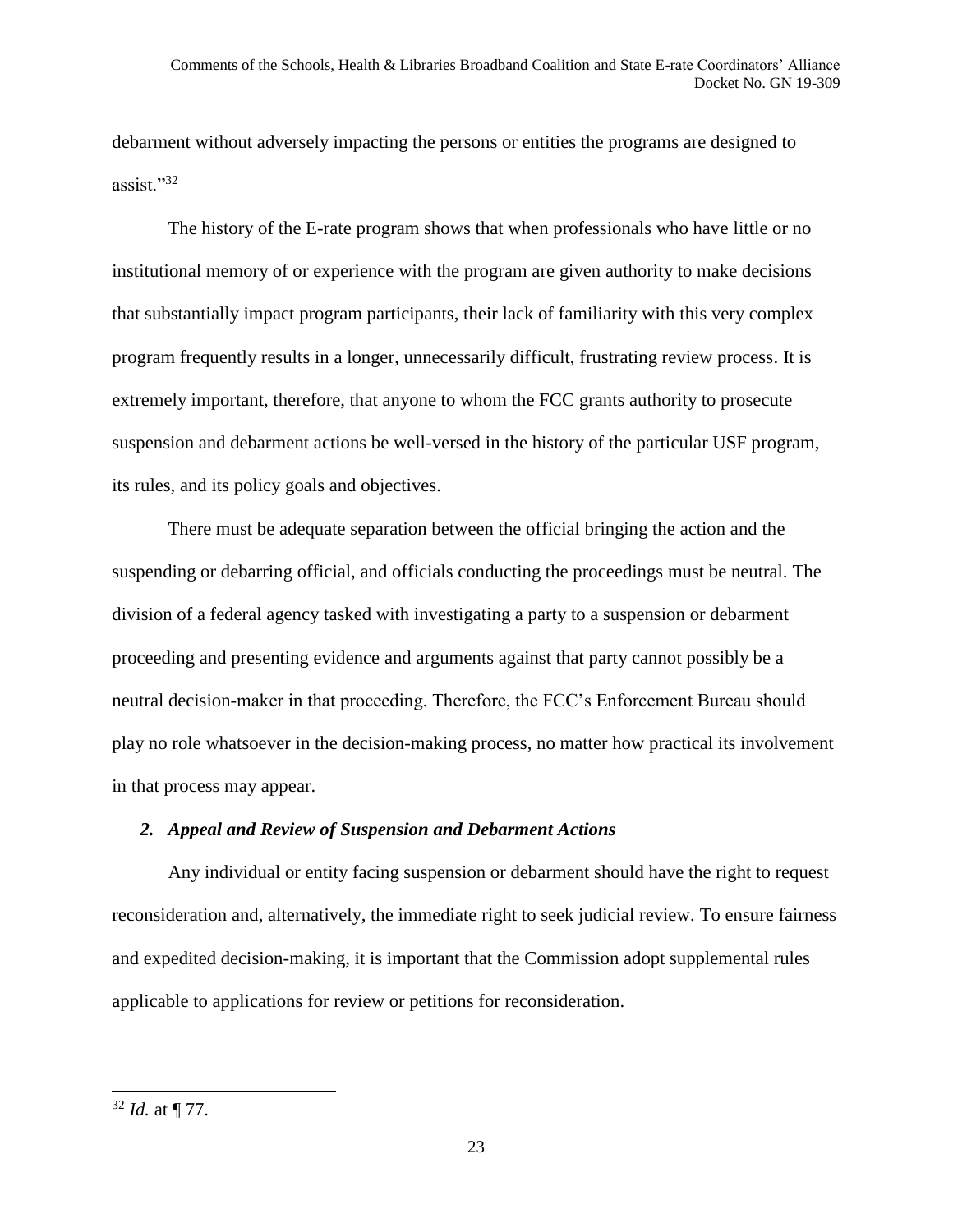debarment without adversely impacting the persons or entities the programs are designed to assist."[32]

The history of the E-rate program shows that when professionals who have little or no institutional memory of or experience with the program are given authority to make decisions that substantially impact program participants, their lack of familiarity with this very complex program frequently results in a longer, unnecessarily difficult, frustrating review process. It is extremely important, therefore, that anyone to whom the FCC grants authority to prosecute suspension and debarment actions be well-versed in the history of the particular USF program, its rules, and its policy goals and objectives.

There must be adequate separation between the official bringing the action and the suspending or debarring official, and officials conducting the proceedings must be neutral. The division of a federal agency tasked with investigating a party to a suspension or debarment proceeding and presenting evidence and arguments against that party cannot possibly be a neutral decision-maker in that proceeding. Therefore, the FCC's Enforcement Bureau should play no role whatsoever in the decision-making process, no matter how practical its involvement in that process may appear.

### *2. Appeal and Review of Suspension and Debarment Actions*

Any individual or entity facing suspension or debarment should have the right to request reconsideration and, alternatively, the immediate right to seek judicial review. To ensure fairness and expedited decision-making, it is important that the Commission adopt supplemental rules applicable to applications for review or petitions for reconsideration.

---

[32] *Id.* at ¶ 77.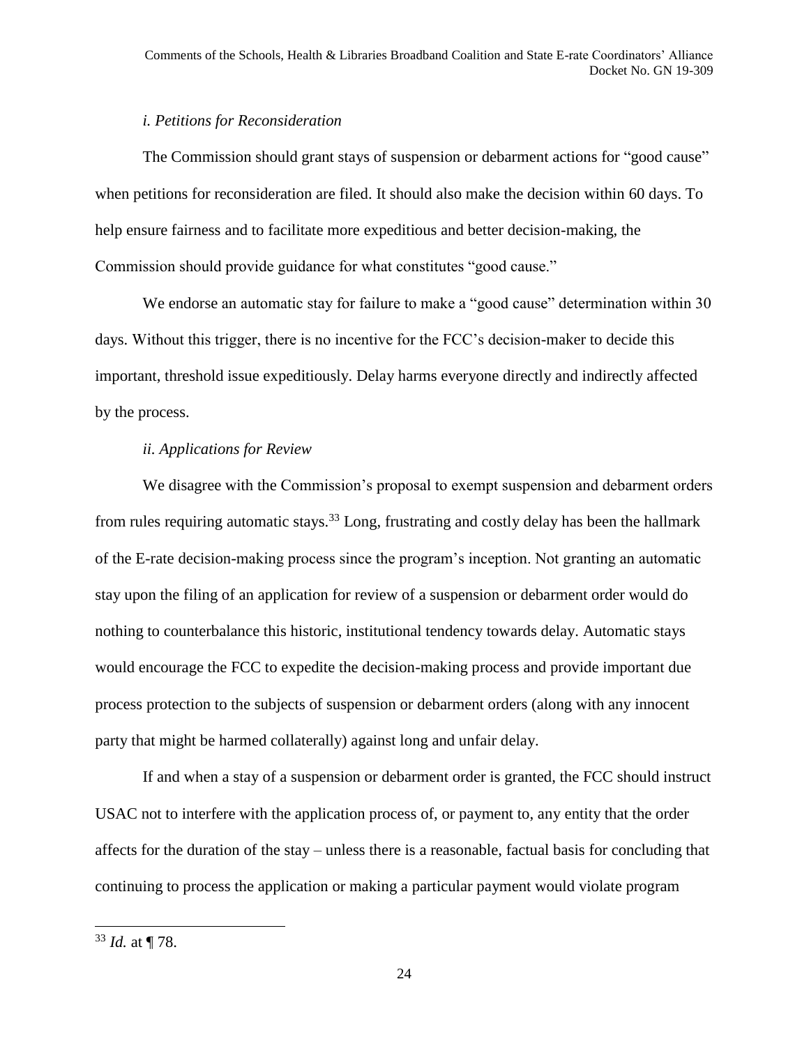*i. Petitions for Reconsideration*

The Commission should grant stays of suspension or debarment actions for "good cause" when petitions for reconsideration are filed. It should also make the decision within 60 days. To help ensure fairness and to facilitate more expeditious and better decision-making, the Commission should provide guidance for what constitutes "good cause."

We endorse an automatic stay for failure to make a "good cause" determination within 30 days. Without this trigger, there is no incentive for the FCC's decision-maker to decide this important, threshold issue expeditiously. Delay harms everyone directly and indirectly affected by the process.

*ii. Applications for Review*

We disagree with the Commission's proposal to exempt suspension and debarment orders from rules requiring automatic stays.[33] Long, frustrating and costly delay has been the hallmark of the E-rate decision-making process since the program's inception. Not granting an automatic stay upon the filing of an application for review of a suspension or debarment order would do nothing to counterbalance this historic, institutional tendency towards delay. Automatic stays would encourage the FCC to expedite the decision-making process and provide important due process protection to the subjects of suspension or debarment orders (along with any innocent party that might be harmed collaterally) against long and unfair delay.

If and when a stay of a suspension or debarment order is granted, the FCC should instruct USAC not to interfere with the application process of, or payment to, any entity that the order affects for the duration of the stay – unless there is a reasonable, factual basis for concluding that continuing to process the application or making a particular payment would violate program

---

[33] *Id.* at ¶ 78.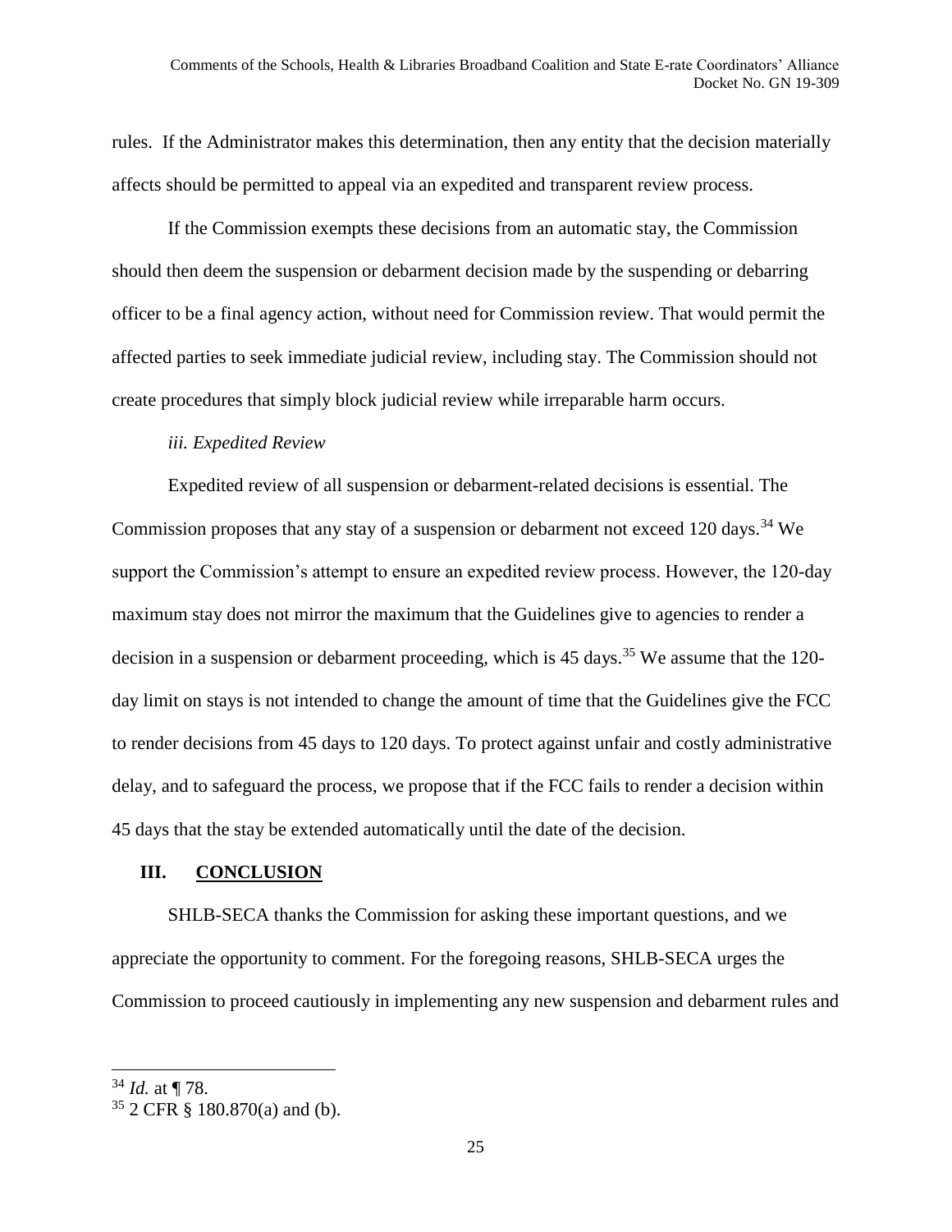rules. If the Administrator makes this determination, then any entity that the decision materially affects should be permitted to appeal via an expedited and transparent review process.

If the Commission exempts these decisions from an automatic stay, the Commission should then deem the suspension or debarment decision made by the suspending or debarring officer to be a final agency action, without need for Commission review. That would permit the affected parties to seek immediate judicial review, including stay. The Commission should not create procedures that simply block judicial review while irreparable harm occurs.

*iii. Expedited Review*

Expedited review of all suspension or debarment-related decisions is essential. The Commission proposes that any stay of a suspension or debarment not exceed 120 days.[34] We support the Commission's attempt to ensure an expedited review process. However, the 120-day maximum stay does not mirror the maximum that the Guidelines give to agencies to render a decision in a suspension or debarment proceeding, which is 45 days.[35] We assume that the 120-day limit on stays is not intended to change the amount of time that the Guidelines give the FCC to render decisions from 45 days to 120 days. To protect against unfair and costly administrative delay, and to safeguard the process, we propose that if the FCC fails to render a decision within 45 days that the stay be extended automatically until the date of the decision.

## III. CONCLUSION

SHLB-SECA thanks the Commission for asking these important questions, and we appreciate the opportunity to comment. For the foregoing reasons, SHLB-SECA urges the Commission to proceed cautiously in implementing any new suspension and debarment rules and

---

[34] *Id.* at ¶ 78.

[35] 2 CFR § 180.870(a) and (b).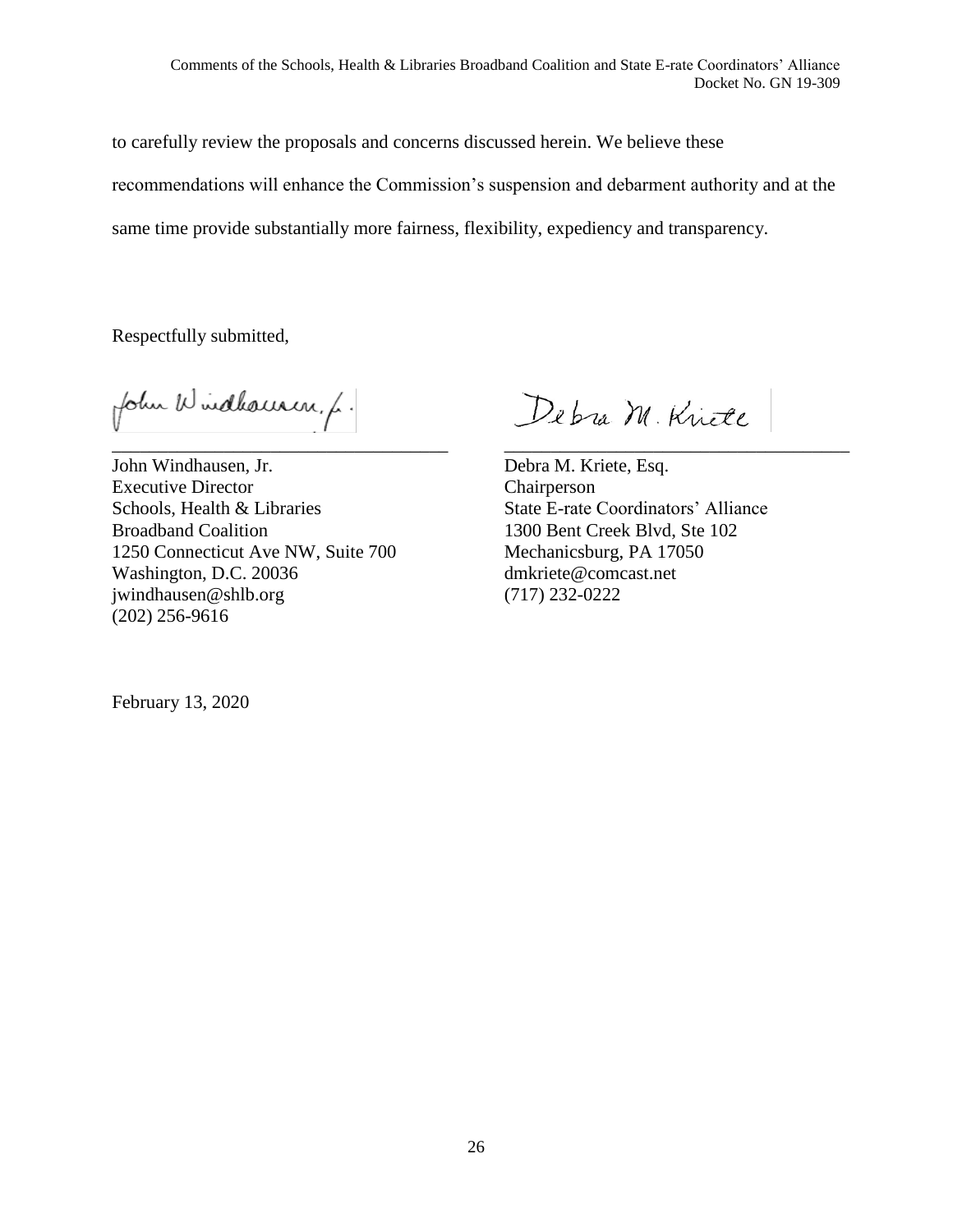to carefully review the proposals and concerns discussed herein. We believe these recommendations will enhance the Commission's suspension and debarment authority and at the same time provide substantially more fairness, flexibility, expediency and transparency.

Respectfully submitted,

John Windhausen, Jr.
Executive Director
Schools, Health & Libraries
Broadband Coalition
1250 Connecticut Ave NW, Suite 700
Washington, D.C. 20036
jwindhausen@shlb.org
(202) 256-9616

Debra M. Kriete, Esq.
Chairperson
State E-rate Coordinators' Alliance
1300 Bent Creek Blvd, Ste 102
Mechanicsburg, PA 17050
dmkriete@comcast.net
(717) 232-0222

February 13, 2020